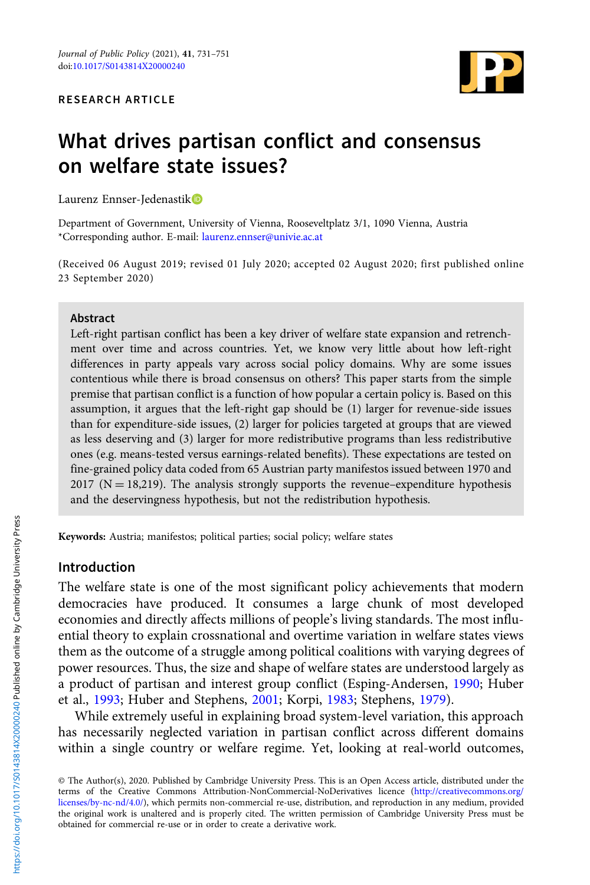RESEARCH ARTICLE

# What drives partisan conflict and consensus on welfare state issues?

Laurenz Ennser-Jedenastik

Department of Government, University of Vienna, Rooseveltplatz 3/1, 1090 Vienna, Austria
*Corresponding author. E-mail: laurenz.ennser@univie.ac.at

(Received 06 August 2019; revised 01 July 2020; accepted 02 August 2020; first published online 23 September 2020)

## Abstract

Left-right partisan conflict has been a key driver of welfare state expansion and retrenchment over time and across countries. Yet, we know very little about how left-right differences in party appeals vary across social policy domains. Why are some issues contentious while there is broad consensus on others? This paper starts from the simple premise that partisan conflict is a function of how popular a certain policy is. Based on this assumption, it argues that the left-right gap should be (1) larger for revenue-side issues than for expenditure-side issues, (2) larger for policies targeted at groups that are viewed as less deserving and (3) larger for more redistributive programs than less redistributive ones (e.g. means-tested versus earnings-related benefits). These expectations are tested on fine-grained policy data coded from 65 Austrian party manifestos issued between 1970 and 2017 (N = 18,219). The analysis strongly supports the revenue–expenditure hypothesis and the deservingness hypothesis, but not the redistribution hypothesis.

**Keywords:** Austria; manifestos; political parties; social policy; welfare states

## Introduction

The welfare state is one of the most significant policy achievements that modern democracies have produced. It consumes a large chunk of most developed economies and directly affects millions of people's living standards. The most influential theory to explain crossnational and overtime variation in welfare states views them as the outcome of a struggle among political coalitions with varying degrees of power resources. Thus, the size and shape of welfare states are understood largely as a product of partisan and interest group conflict (Esping-Andersen, 1990; Huber et al., 1993; Huber and Stephens, 2001; Korpi, 1983; Stephens, 1979).

While extremely useful in explaining broad system-level variation, this approach has necessarily neglected variation in partisan conflict across different domains within a single country or welfare regime. Yet, looking at real-world outcomes,

© The Author(s), 2020. Published by Cambridge University Press. This is an Open Access article, distributed under the terms of the Creative Commons Attribution-NonCommercial-NoDerivatives licence (http://creativecommons.org/licenses/by-nc-nd/4.0/), which permits non-commercial re-use, distribution, and reproduction in any medium, provided the original work is unaltered and is properly cited. The written permission of Cambridge University Press must be obtained for commercial re-use or in order to create a derivative work.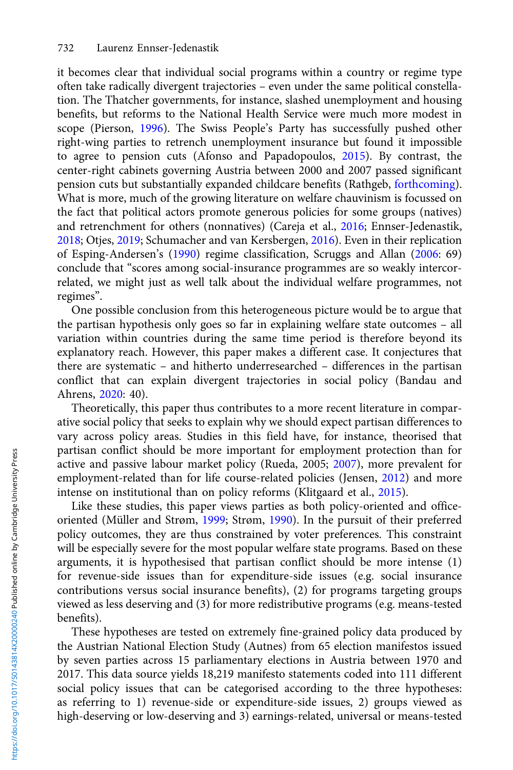it becomes clear that individual social programs within a country or regime type often take radically divergent trajectories – even under the same political constellation. The Thatcher governments, for instance, slashed unemployment and housing benefits, but reforms to the National Health Service were much more modest in scope (Pierson, 1996). The Swiss People's Party has successfully pushed other right-wing parties to retrench unemployment insurance but found it impossible to agree to pension cuts (Afonso and Papadopoulos, 2015). By contrast, the center-right cabinets governing Austria between 2000 and 2007 passed significant pension cuts but substantially expanded childcare benefits (Rathgeb, forthcoming). What is more, much of the growing literature on welfare chauvinism is focussed on the fact that political actors promote generous policies for some groups (natives) and retrenchment for others (nonnatives) (Careja et al., 2016; Ennser-Jedenastik, 2018; Otjes, 2019; Schumacher and van Kersbergen, 2016). Even in their replication of Esping-Andersen's (1990) regime classification, Scruggs and Allan (2006: 69) conclude that "scores among social-insurance programmes are so weakly intercorrelated, we might just as well talk about the individual welfare programmes, not regimes".

One possible conclusion from this heterogeneous picture would be to argue that the partisan hypothesis only goes so far in explaining welfare state outcomes – all variation within countries during the same time period is therefore beyond its explanatory reach. However, this paper makes a different case. It conjectures that there are systematic – and hitherto underresearched – differences in the partisan conflict that can explain divergent trajectories in social policy (Bandau and Ahrens, 2020: 40).

Theoretically, this paper thus contributes to a more recent literature in comparative social policy that seeks to explain why we should expect partisan differences to vary across policy areas. Studies in this field have, for instance, theorised that partisan conflict should be more important for employment protection than for active and passive labour market policy (Rueda, 2005; 2007), more prevalent for employment-related than for life course-related policies (Jensen, 2012) and more intense on institutional than on policy reforms (Klitgaard et al., 2015).

Like these studies, this paper views parties as both policy-oriented and office-oriented (Müller and Strøm, 1999; Strøm, 1990). In the pursuit of their preferred policy outcomes, they are thus constrained by voter preferences. This constraint will be especially severe for the most popular welfare state programs. Based on these arguments, it is hypothesised that partisan conflict should be more intense (1) for revenue-side issues than for expenditure-side issues (e.g. social insurance contributions versus social insurance benefits), (2) for programs targeting groups viewed as less deserving and (3) for more redistributive programs (e.g. means-tested benefits).

These hypotheses are tested on extremely fine-grained policy data produced by the Austrian National Election Study (Autnes) from 65 election manifestos issued by seven parties across 15 parliamentary elections in Austria between 1970 and 2017. This data source yields 18,219 manifesto statements coded into 111 different social policy issues that can be categorised according to the three hypotheses: as referring to 1) revenue-side or expenditure-side issues, 2) groups viewed as high-deserving or low-deserving and 3) earnings-related, universal or means-tested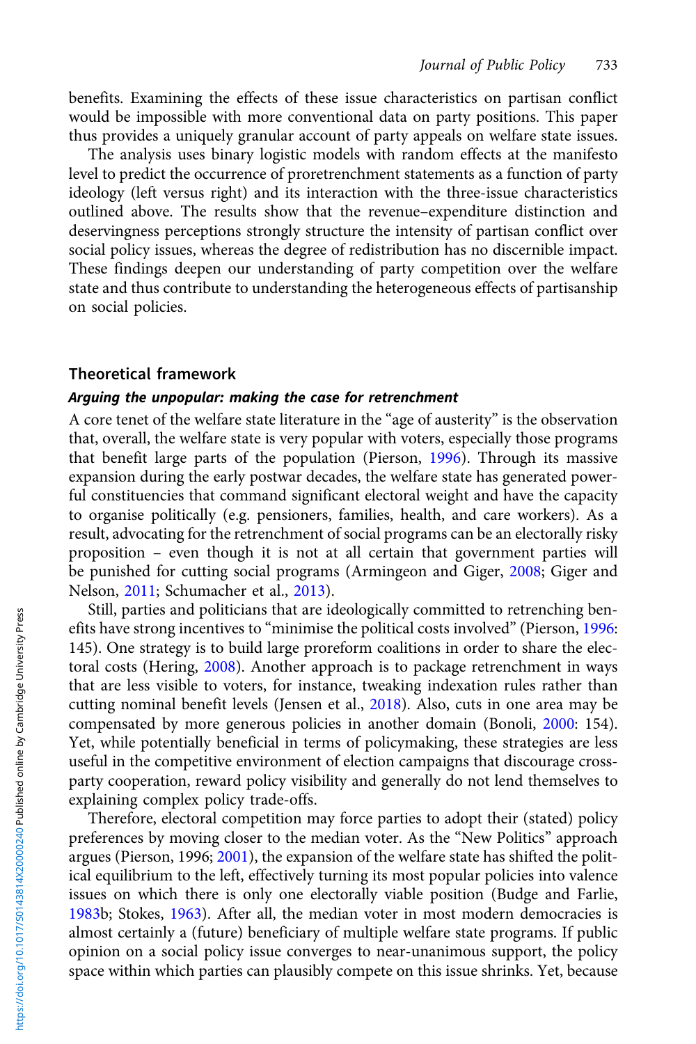benefits. Examining the effects of these issue characteristics on partisan conflict would be impossible with more conventional data on party positions. This paper thus provides a uniquely granular account of party appeals on welfare state issues.

The analysis uses binary logistic models with random effects at the manifesto level to predict the occurrence of proretrenchment statements as a function of party ideology (left versus right) and its interaction with the three-issue characteristics outlined above. The results show that the revenue–expenditure distinction and deservingness perceptions strongly structure the intensity of partisan conflict over social policy issues, whereas the degree of redistribution has no discernible impact. These findings deepen our understanding of party competition over the welfare state and thus contribute to understanding the heterogeneous effects of partisanship on social policies.

## Theoretical framework

### *Arguing the unpopular: making the case for retrenchment*

A core tenet of the welfare state literature in the "age of austerity" is the observation that, overall, the welfare state is very popular with voters, especially those programs that benefit large parts of the population (Pierson, 1996). Through its massive expansion during the early postwar decades, the welfare state has generated powerful constituencies that command significant electoral weight and have the capacity to organise politically (e.g. pensioners, families, health, and care workers). As a result, advocating for the retrenchment of social programs can be an electorally risky proposition – even though it is not at all certain that government parties will be punished for cutting social programs (Armingeon and Giger, 2008; Giger and Nelson, 2011; Schumacher et al., 2013).

Still, parties and politicians that are ideologically committed to retrenching benefits have strong incentives to "minimise the political costs involved" (Pierson, 1996: 145). One strategy is to build large proreform coalitions in order to share the electoral costs (Hering, 2008). Another approach is to package retrenchment in ways that are less visible to voters, for instance, tweaking indexation rules rather than cutting nominal benefit levels (Jensen et al., 2018). Also, cuts in one area may be compensated by more generous policies in another domain (Bonoli, 2000: 154). Yet, while potentially beneficial in terms of policymaking, these strategies are less useful in the competitive environment of election campaigns that discourage cross-party cooperation, reward policy visibility and generally do not lend themselves to explaining complex policy trade-offs.

Therefore, electoral competition may force parties to adopt their (stated) policy preferences by moving closer to the median voter. As the "New Politics" approach argues (Pierson, 1996; 2001), the expansion of the welfare state has shifted the political equilibrium to the left, effectively turning its most popular policies into valence issues on which there is only one electorally viable position (Budge and Farlie, 1983b; Stokes, 1963). After all, the median voter in most modern democracies is almost certainly a (future) beneficiary of multiple welfare state programs. If public opinion on a social policy issue converges to near-unanimous support, the policy space within which parties can plausibly compete on this issue shrinks. Yet, because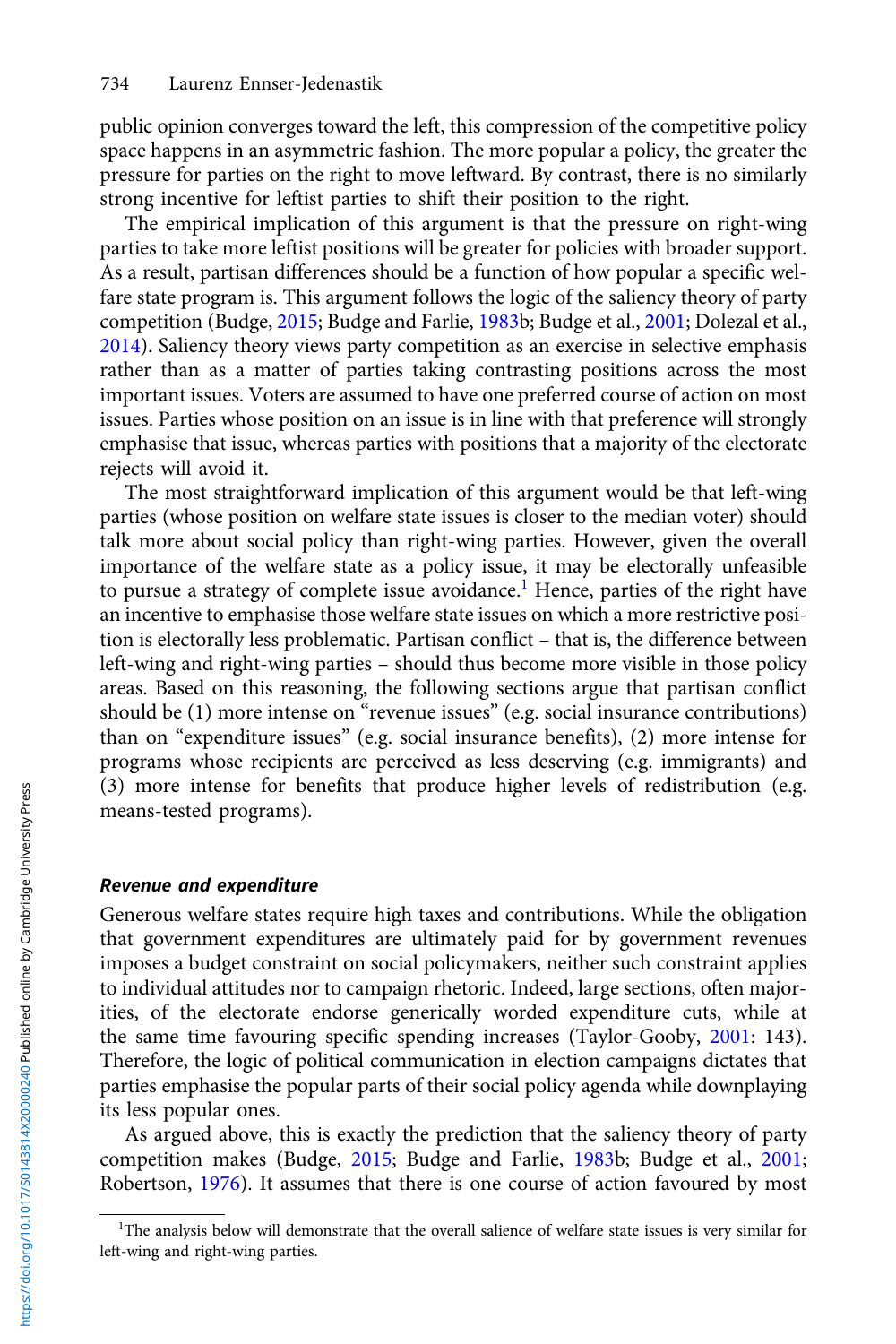public opinion converges toward the left, this compression of the competitive policy space happens in an asymmetric fashion. The more popular a policy, the greater the pressure for parties on the right to move leftward. By contrast, there is no similarly strong incentive for leftist parties to shift their position to the right.

The empirical implication of this argument is that the pressure on right-wing parties to take more leftist positions will be greater for policies with broader support. As a result, partisan differences should be a function of how popular a specific welfare state program is. This argument follows the logic of the saliency theory of party competition (Budge, 2015; Budge and Farlie, 1983b; Budge et al., 2001; Dolezal et al., 2014). Saliency theory views party competition as an exercise in selective emphasis rather than as a matter of parties taking contrasting positions across the most important issues. Voters are assumed to have one preferred course of action on most issues. Parties whose position on an issue is in line with that preference will strongly emphasise that issue, whereas parties with positions that a majority of the electorate rejects will avoid it.

The most straightforward implication of this argument would be that left-wing parties (whose position on welfare state issues is closer to the median voter) should talk more about social policy than right-wing parties. However, given the overall importance of the welfare state as a policy issue, it may be electorally unfeasible to pursue a strategy of complete issue avoidance.[1] Hence, parties of the right have an incentive to emphasise those welfare state issues on which a more restrictive position is electorally less problematic. Partisan conflict – that is, the difference between left-wing and right-wing parties – should thus become more visible in those policy areas. Based on this reasoning, the following sections argue that partisan conflict should be (1) more intense on "revenue issues" (e.g. social insurance contributions) than on "expenditure issues" (e.g. social insurance benefits), (2) more intense for programs whose recipients are perceived as less deserving (e.g. immigrants) and (3) more intense for benefits that produce higher levels of redistribution (e.g. means-tested programs).

### *Revenue and expenditure*

Generous welfare states require high taxes and contributions. While the obligation that government expenditures are ultimately paid for by government revenues imposes a budget constraint on social policymakers, neither such constraint applies to individual attitudes nor to campaign rhetoric. Indeed, large sections, often majorities, of the electorate endorse generically worded expenditure cuts, while at the same time favouring specific spending increases (Taylor-Gooby, 2001: 143). Therefore, the logic of political communication in election campaigns dictates that parties emphasise the popular parts of their social policy agenda while downplaying its less popular ones.

As argued above, this is exactly the prediction that the saliency theory of party competition makes (Budge, 2015; Budge and Farlie, 1983b; Budge et al., 2001; Robertson, 1976). It assumes that there is one course of action favoured by most

[1]The analysis below will demonstrate that the overall salience of welfare state issues is very similar for left-wing and right-wing parties.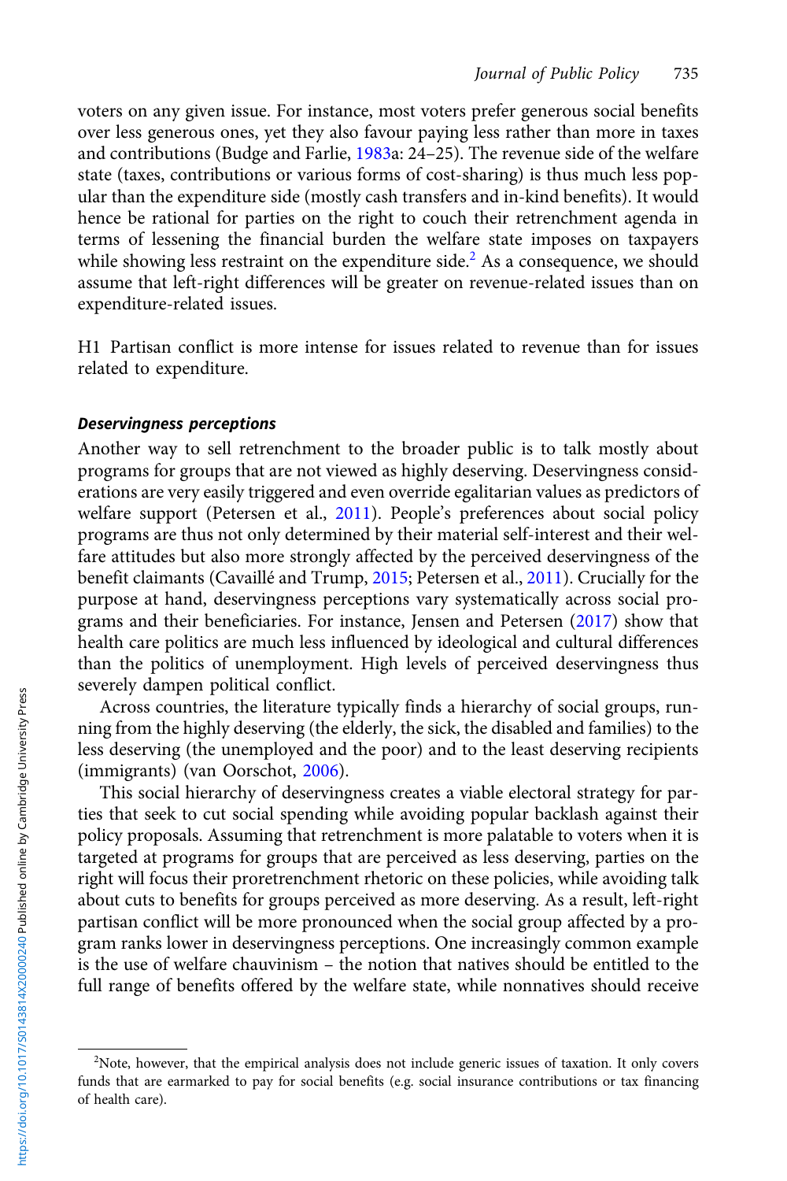voters on any given issue. For instance, most voters prefer generous social benefits over less generous ones, yet they also favour paying less rather than more in taxes and contributions (Budge and Farlie, 1983a: 24–25). The revenue side of the welfare state (taxes, contributions or various forms of cost-sharing) is thus much less popular than the expenditure side (mostly cash transfers and in-kind benefits). It would hence be rational for parties on the right to couch their retrenchment agenda in terms of lessening the financial burden the welfare state imposes on taxpayers while showing less restraint on the expenditure side.[2] As a consequence, we should assume that left-right differences will be greater on revenue-related issues than on expenditure-related issues.

H1 Partisan conflict is more intense for issues related to revenue than for issues related to expenditure.

### *Deservingness perceptions*

Another way to sell retrenchment to the broader public is to talk mostly about programs for groups that are not viewed as highly deserving. Deservingness considerations are very easily triggered and even override egalitarian values as predictors of welfare support (Petersen et al., 2011). People's preferences about social policy programs are thus not only determined by their material self-interest and their welfare attitudes but also more strongly affected by the perceived deservingness of the benefit claimants (Cavaillé and Trump, 2015; Petersen et al., 2011). Crucially for the purpose at hand, deservingness perceptions vary systematically across social programs and their beneficiaries. For instance, Jensen and Petersen (2017) show that health care politics are much less influenced by ideological and cultural differences than the politics of unemployment. High levels of perceived deservingness thus severely dampen political conflict.

Across countries, the literature typically finds a hierarchy of social groups, running from the highly deserving (the elderly, the sick, the disabled and families) to the less deserving (the unemployed and the poor) and to the least deserving recipients (immigrants) (van Oorschot, 2006).

This social hierarchy of deservingness creates a viable electoral strategy for parties that seek to cut social spending while avoiding popular backlash against their policy proposals. Assuming that retrenchment is more palatable to voters when it is targeted at programs for groups that are perceived as less deserving, parties on the right will focus their proretrenchment rhetoric on these policies, while avoiding talk about cuts to benefits for groups perceived as more deserving. As a result, left-right partisan conflict will be more pronounced when the social group affected by a program ranks lower in deservingness perceptions. One increasingly common example is the use of welfare chauvinism – the notion that natives should be entitled to the full range of benefits offered by the welfare state, while nonnatives should receive

[2] Note, however, that the empirical analysis does not include generic issues of taxation. It only covers funds that are earmarked to pay for social benefits (e.g. social insurance contributions or tax financing of health care).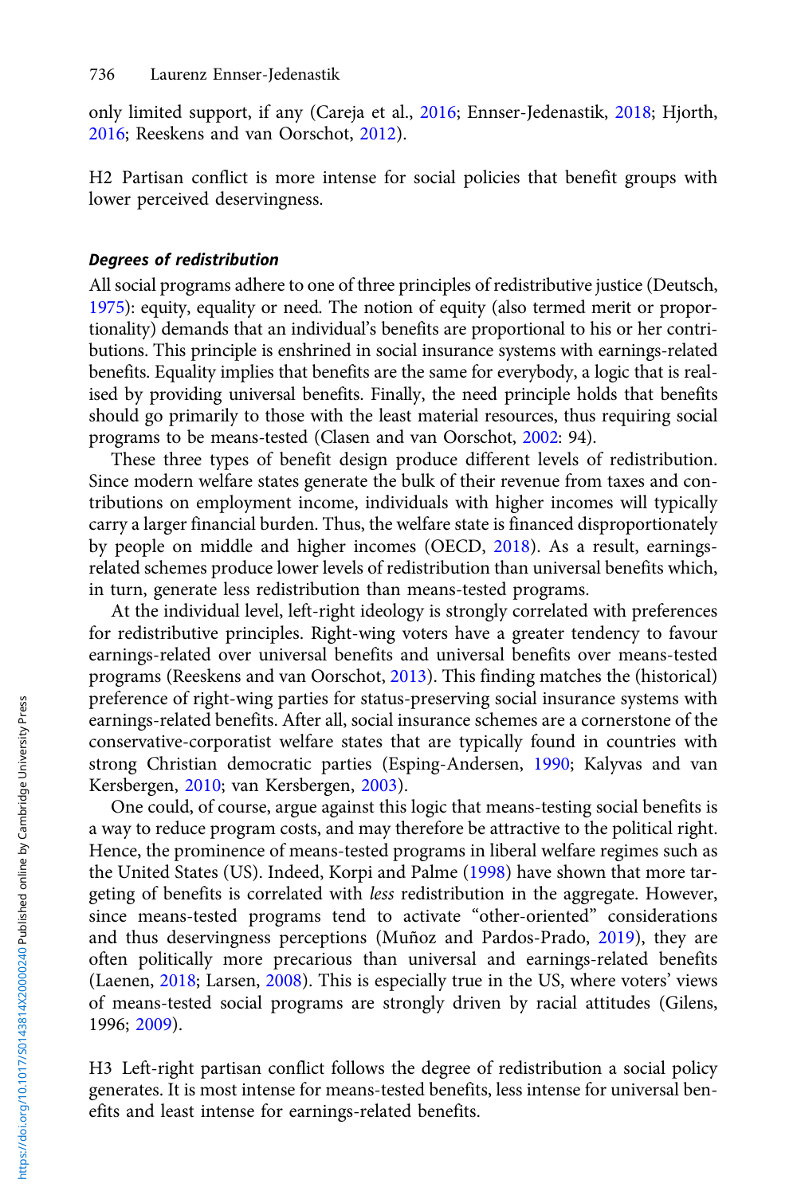only limited support, if any (Careja et al., 2016; Ennser-Jedenastik, 2018; Hjorth, 2016; Reeskens and van Oorschot, 2012).

H2 Partisan conflict is more intense for social policies that benefit groups with lower perceived deservingness.

#### *Degrees of redistribution*

All social programs adhere to one of three principles of redistributive justice (Deutsch, 1975): equity, equality or need. The notion of equity (also termed merit or proportionality) demands that an individual's benefits are proportional to his or her contributions. This principle is enshrined in social insurance systems with earnings-related benefits. Equality implies that benefits are the same for everybody, a logic that is realised by providing universal benefits. Finally, the need principle holds that benefits should go primarily to those with the least material resources, thus requiring social programs to be means-tested (Clasen and van Oorschot, 2002: 94).

These three types of benefit design produce different levels of redistribution. Since modern welfare states generate the bulk of their revenue from taxes and contributions on employment income, individuals with higher incomes will typically carry a larger financial burden. Thus, the welfare state is financed disproportionately by people on middle and higher incomes (OECD, 2018). As a result, earnings-related schemes produce lower levels of redistribution than universal benefits which, in turn, generate less redistribution than means-tested programs.

At the individual level, left-right ideology is strongly correlated with preferences for redistributive principles. Right-wing voters have a greater tendency to favour earnings-related over universal benefits and universal benefits over means-tested programs (Reeskens and van Oorschot, 2013). This finding matches the (historical) preference of right-wing parties for status-preserving social insurance systems with earnings-related benefits. After all, social insurance schemes are a cornerstone of the conservative-corporatist welfare states that are typically found in countries with strong Christian democratic parties (Esping-Andersen, 1990; Kalyvas and van Kersbergen, 2010; van Kersbergen, 2003).

One could, of course, argue against this logic that means-testing social benefits is a way to reduce program costs, and may therefore be attractive to the political right. Hence, the prominence of means-tested programs in liberal welfare regimes such as the United States (US). Indeed, Korpi and Palme (1998) have shown that more targeting of benefits is correlated with *less* redistribution in the aggregate. However, since means-tested programs tend to activate "other-oriented" considerations and thus deservingness perceptions (Muñoz and Pardos-Prado, 2019), they are often politically more precarious than universal and earnings-related benefits (Laenen, 2018; Larsen, 2008). This is especially true in the US, where voters' views of means-tested social programs are strongly driven by racial attitudes (Gilens, 1996; 2009).

H3 Left-right partisan conflict follows the degree of redistribution a social policy generates. It is most intense for means-tested benefits, less intense for universal benefits and least intense for earnings-related benefits.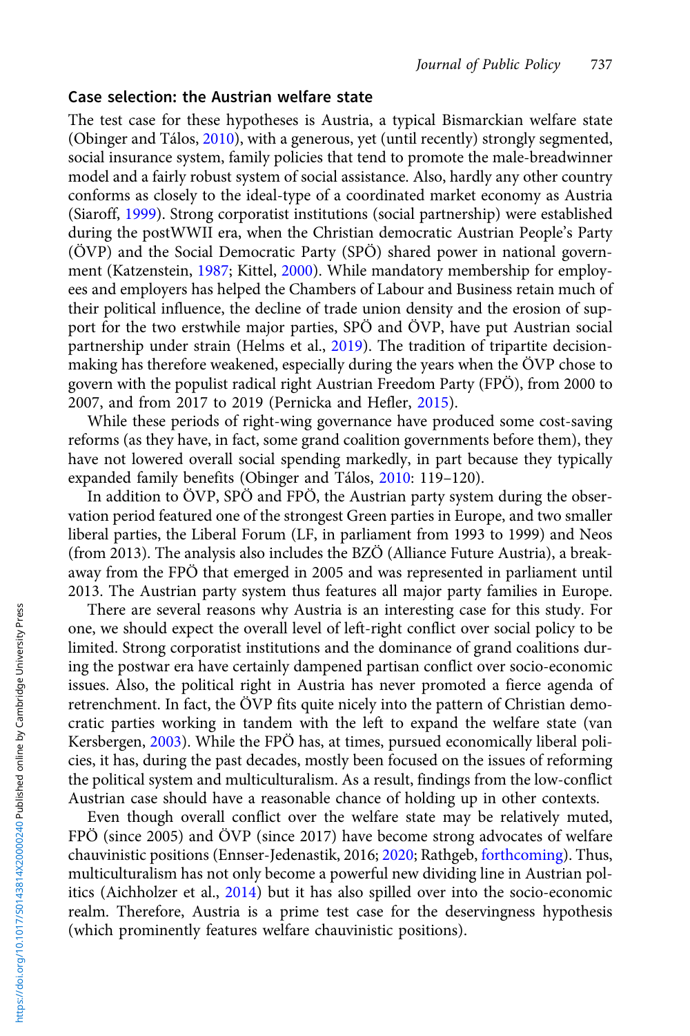## Case selection: the Austrian welfare state

The test case for these hypotheses is Austria, a typical Bismarckian welfare state (Obinger and Tálos, 2010), with a generous, yet (until recently) strongly segmented, social insurance system, family policies that tend to promote the male-breadwinner model and a fairly robust system of social assistance. Also, hardly any other country conforms as closely to the ideal-type of a coordinated market economy as Austria (Siaroff, 1999). Strong corporatist institutions (social partnership) were established during the postWWII era, when the Christian democratic Austrian People's Party (ÖVP) and the Social Democratic Party (SPÖ) shared power in national government (Katzenstein, 1987; Kittel, 2000). While mandatory membership for employees and employers has helped the Chambers of Labour and Business retain much of their political influence, the decline of trade union density and the erosion of support for the two erstwhile major parties, SPÖ and ÖVP, have put Austrian social partnership under strain (Helms et al., 2019). The tradition of tripartite decision-making has therefore weakened, especially during the years when the ÖVP chose to govern with the populist radical right Austrian Freedom Party (FPÖ), from 2000 to 2007, and from 2017 to 2019 (Pernicka and Hefler, 2015).

While these periods of right-wing governance have produced some cost-saving reforms (as they have, in fact, some grand coalition governments before them), they have not lowered overall social spending markedly, in part because they typically expanded family benefits (Obinger and Tálos, 2010: 119–120).

In addition to ÖVP, SPÖ and FPÖ, the Austrian party system during the observation period featured one of the strongest Green parties in Europe, and two smaller liberal parties, the Liberal Forum (LF, in parliament from 1993 to 1999) and Neos (from 2013). The analysis also includes the BZÖ (Alliance Future Austria), a breakaway from the FPÖ that emerged in 2005 and was represented in parliament until 2013. The Austrian party system thus features all major party families in Europe.

There are several reasons why Austria is an interesting case for this study. For one, we should expect the overall level of left-right conflict over social policy to be limited. Strong corporatist institutions and the dominance of grand coalitions during the postwar era have certainly dampened partisan conflict over socio-economic issues. Also, the political right in Austria has never promoted a fierce agenda of retrenchment. In fact, the ÖVP fits quite nicely into the pattern of Christian democratic parties working in tandem with the left to expand the welfare state (van Kersbergen, 2003). While the FPÖ has, at times, pursued economically liberal policies, it has, during the past decades, mostly been focused on the issues of reforming the political system and multiculturalism. As a result, findings from the low-conflict Austrian case should have a reasonable chance of holding up in other contexts.

Even though overall conflict over the welfare state may be relatively muted, FPÖ (since 2005) and ÖVP (since 2017) have become strong advocates of welfare chauvinistic positions (Ennser-Jedenastik, 2016; 2020; Rathgeb, forthcoming). Thus, multiculturalism has not only become a powerful new dividing line in Austrian politics (Aichholzer et al., 2014) but it has also spilled over into the socio-economic realm. Therefore, Austria is a prime test case for the deservingness hypothesis (which prominently features welfare chauvinistic positions).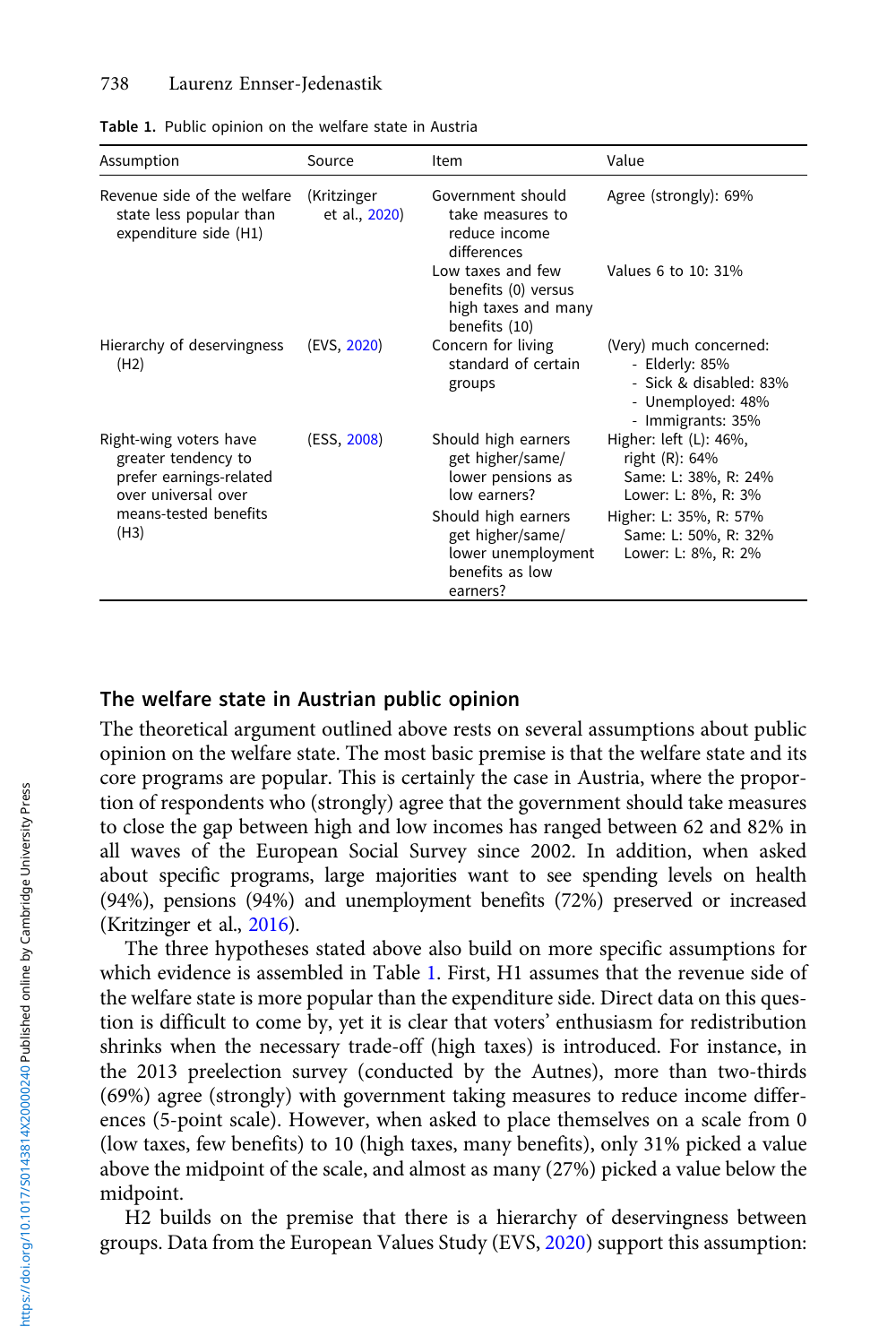Table 1. Public opinion on the welfare state in Austria

| Assumption | Source | Item | Value |
|---|---|---|---|
| Revenue side of the welfare state less popular than expenditure side (H1) | (Kritzinger et al., 2020) | Government should take measures to reduce income differences | Agree (strongly): 69% |
| | | Low taxes and few benefits (0) versus high taxes and many benefits (10) | Values 6 to 10: 31% |
| Hierarchy of deservingness (H2) | (EVS, 2020) | Concern for living standard of certain groups | (Very) much concerned: - Elderly: 85% - Sick & disabled: 83% - Unemployed: 48% - Immigrants: 35% |
| Right-wing voters have greater tendency to prefer earnings-related over universal over means-tested benefits (H3) | (ESS, 2008) | Should high earners get higher/same/lower pensions as low earners? | Higher: left (L): 46%, right (R): 64% Same: L: 38%, R: 24% Lower: L: 8%, R: 3% |
| | | Should high earners get higher/same/lower unemployment benefits as low earners? | Higher: L: 35%, R: 57% Same: L: 50%, R: 32% Lower: L: 8%, R: 2% |

## The welfare state in Austrian public opinion

The theoretical argument outlined above rests on several assumptions about public opinion on the welfare state. The most basic premise is that the welfare state and its core programs are popular. This is certainly the case in Austria, where the proportion of respondents who (strongly) agree that the government should take measures to close the gap between high and low incomes has ranged between 62 and 82% in all waves of the European Social Survey since 2002. In addition, when asked about specific programs, large majorities want to see spending levels on health (94%), pensions (94%) and unemployment benefits (72%) preserved or increased (Kritzinger et al., 2016).

The three hypotheses stated above also build on more specific assumptions for which evidence is assembled in Table 1. First, H1 assumes that the revenue side of the welfare state is more popular than the expenditure side. Direct data on this question is difficult to come by, yet it is clear that voters' enthusiasm for redistribution shrinks when the necessary trade-off (high taxes) is introduced. For instance, in the 2013 preelection survey (conducted by the Autnes), more than two-thirds (69%) agree (strongly) with government taking measures to reduce income differences (5-point scale). However, when asked to place themselves on a scale from 0 (low taxes, few benefits) to 10 (high taxes, many benefits), only 31% picked a value above the midpoint of the scale, and almost as many (27%) picked a value below the midpoint.

H2 builds on the premise that there is a hierarchy of deservingness between groups. Data from the European Values Study (EVS, 2020) support this assumption: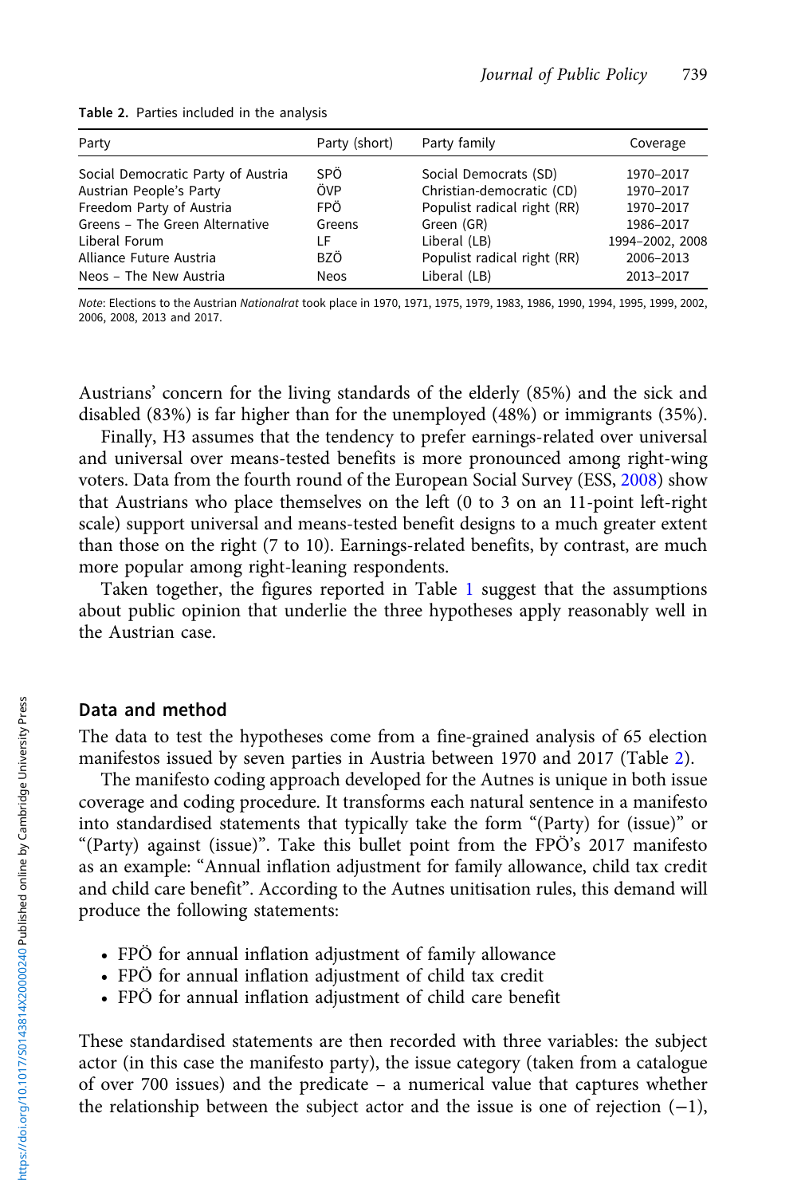Table 2. Parties included in the analysis

| Party | Party (short) | Party family | Coverage |
|---|---|---|---|
| Social Democratic Party of Austria | SPÖ | Social Democrats (SD) | 1970–2017 |
| Austrian People's Party | ÖVP | Christian-democratic (CD) | 1970–2017 |
| Freedom Party of Austria | FPÖ | Populist radical right (RR) | 1970–2017 |
| Greens – The Green Alternative | Greens | Green (GR) | 1986–2017 |
| Liberal Forum | LF | Liberal (LB) | 1994–2002, 2008 |
| Alliance Future Austria | BZÖ | Populist radical right (RR) | 2006–2013 |
| Neos – The New Austria | Neos | Liberal (LB) | 2013–2017 |

*Note*: Elections to the Austrian *Nationalrat* took place in 1970, 1971, 1975, 1979, 1983, 1986, 1990, 1994, 1995, 1999, 2002, 2006, 2008, 2013 and 2017.

Austrians' concern for the living standards of the elderly (85%) and the sick and disabled (83%) is far higher than for the unemployed (48%) or immigrants (35%).

Finally, H3 assumes that the tendency to prefer earnings-related over universal and universal over means-tested benefits is more pronounced among right-wing voters. Data from the fourth round of the European Social Survey (ESS, 2008) show that Austrians who place themselves on the left (0 to 3 on an 11-point left-right scale) support universal and means-tested benefit designs to a much greater extent than those on the right (7 to 10). Earnings-related benefits, by contrast, are much more popular among right-leaning respondents.

Taken together, the figures reported in Table 1 suggest that the assumptions about public opinion that underlie the three hypotheses apply reasonably well in the Austrian case.

## Data and method

The data to test the hypotheses come from a fine-grained analysis of 65 election manifestos issued by seven parties in Austria between 1970 and 2017 (Table 2).

The manifesto coding approach developed for the Autnes is unique in both issue coverage and coding procedure. It transforms each natural sentence in a manifesto into standardised statements that typically take the form "(Party) for (issue)" or "(Party) against (issue)". Take this bullet point from the FPÖ's 2017 manifesto as an example: "Annual inflation adjustment for family allowance, child tax credit and child care benefit". According to the Autnes unitisation rules, this demand will produce the following statements:

- FPÖ for annual inflation adjustment of family allowance
- FPÖ for annual inflation adjustment of child tax credit
- FPÖ for annual inflation adjustment of child care benefit

These standardised statements are then recorded with three variables: the subject actor (in this case the manifesto party), the issue category (taken from a catalogue of over 700 issues) and the predicate – a numerical value that captures whether the relationship between the subject actor and the issue is one of rejection (−1),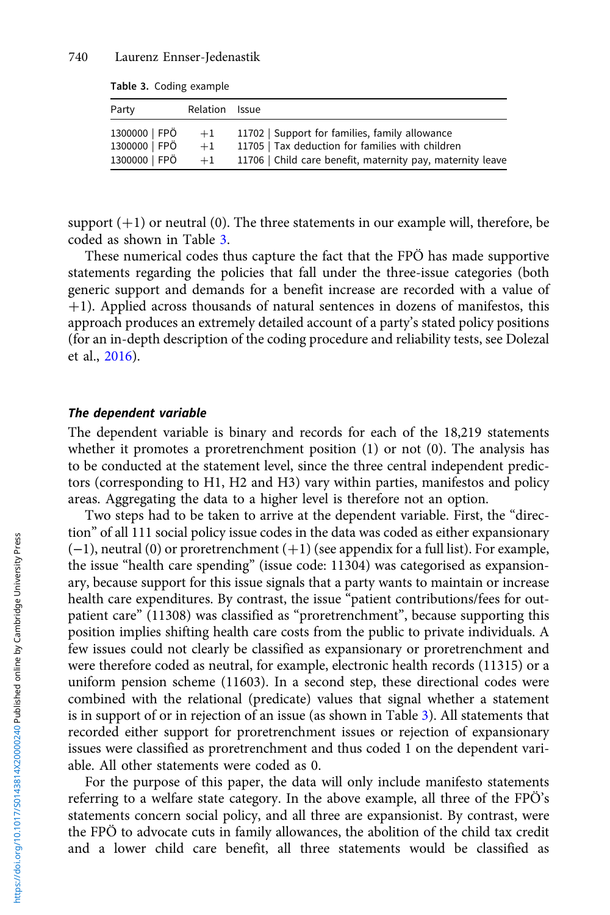Table 3. Coding example

| Party | Relation | Issue |
|---|---|---|
| 1300000 \| FPÖ | +1 | 11702 \| Support for families, family allowance |
| 1300000 \| FPÖ | +1 | 11705 \| Tax deduction for families with children |
| 1300000 \| FPÖ | +1 | 11706 \| Child care benefit, maternity pay, maternity leave |

support (+1) or neutral (0). The three statements in our example will, therefore, be coded as shown in Table 3.

These numerical codes thus capture the fact that the FPÖ has made supportive statements regarding the policies that fall under the three-issue categories (both generic support and demands for a benefit increase are recorded with a value of +1). Applied across thousands of natural sentences in dozens of manifestos, this approach produces an extremely detailed account of a party's stated policy positions (for an in-depth description of the coding procedure and reliability tests, see Dolezal et al., 2016).

### *The dependent variable*

The dependent variable is binary and records for each of the 18,219 statements whether it promotes a proretrenchment position (1) or not (0). The analysis has to be conducted at the statement level, since the three central independent predictors (corresponding to H1, H2 and H3) vary within parties, manifestos and policy areas. Aggregating the data to a higher level is therefore not an option.

Two steps had to be taken to arrive at the dependent variable. First, the "direction" of all 111 social policy issue codes in the data was coded as either expansionary (−1), neutral (0) or proretrenchment (+1) (see appendix for a full list). For example, the issue "health care spending" (issue code: 11304) was categorised as expansionary, because support for this issue signals that a party wants to maintain or increase health care expenditures. By contrast, the issue "patient contributions/fees for outpatient care" (11308) was classified as "proretrenchment", because supporting this position implies shifting health care costs from the public to private individuals. A few issues could not clearly be classified as expansionary or proretrenchment and were therefore coded as neutral, for example, electronic health records (11315) or a uniform pension scheme (11603). In a second step, these directional codes were combined with the relational (predicate) values that signal whether a statement is in support of or in rejection of an issue (as shown in Table 3). All statements that recorded either support for proretrenchment issues or rejection of expansionary issues were classified as proretrenchment and thus coded 1 on the dependent variable. All other statements were coded as 0.

For the purpose of this paper, the data will only include manifesto statements referring to a welfare state category. In the above example, all three of the FPÖ's statements concern social policy, and all three are expansionist. By contrast, were the FPÖ to advocate cuts in family allowances, the abolition of the child tax credit and a lower child care benefit, all three statements would be classified as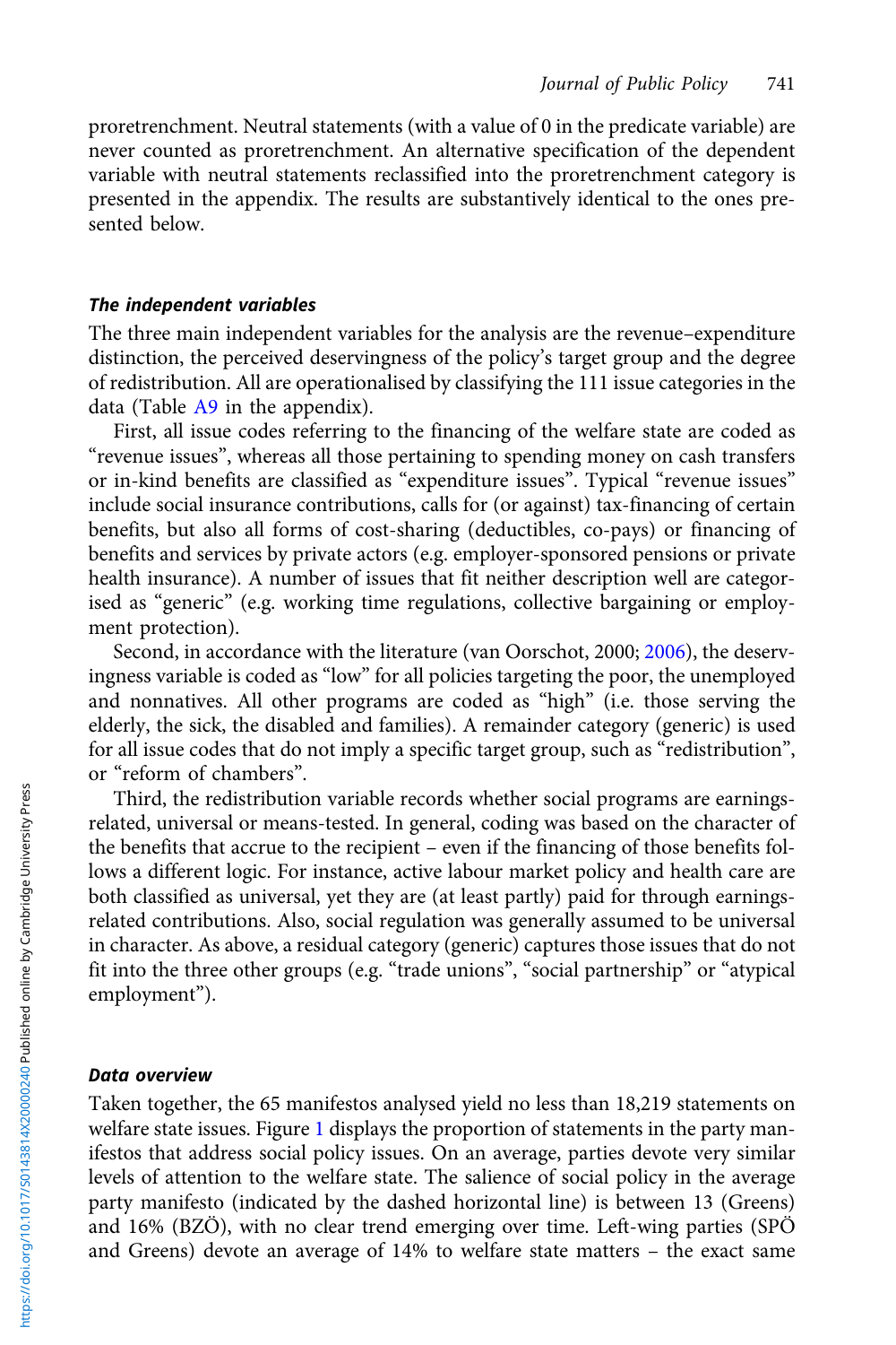proretrenchment. Neutral statements (with a value of 0 in the predicate variable) are never counted as proretrenchment. An alternative specification of the dependent variable with neutral statements reclassified into the proretrenchment category is presented in the appendix. The results are substantively identical to the ones presented below.

### *The independent variables*

The three main independent variables for the analysis are the revenue–expenditure distinction, the perceived deservingness of the policy's target group and the degree of redistribution. All are operationalised by classifying the 111 issue categories in the data (Table A9 in the appendix).

First, all issue codes referring to the financing of the welfare state are coded as "revenue issues", whereas all those pertaining to spending money on cash transfers or in-kind benefits are classified as "expenditure issues". Typical "revenue issues" include social insurance contributions, calls for (or against) tax-financing of certain benefits, but also all forms of cost-sharing (deductibles, co-pays) or financing of benefits and services by private actors (e.g. employer-sponsored pensions or private health insurance). A number of issues that fit neither description well are categorised as "generic" (e.g. working time regulations, collective bargaining or employment protection).

Second, in accordance with the literature (van Oorschot, 2000; 2006), the deservingness variable is coded as "low" for all policies targeting the poor, the unemployed and nonnatives. All other programs are coded as "high" (i.e. those serving the elderly, the sick, the disabled and families). A remainder category (generic) is used for all issue codes that do not imply a specific target group, such as "redistribution", or "reform of chambers".

Third, the redistribution variable records whether social programs are earnings-related, universal or means-tested. In general, coding was based on the character of the benefits that accrue to the recipient – even if the financing of those benefits follows a different logic. For instance, active labour market policy and health care are both classified as universal, yet they are (at least partly) paid for through earnings-related contributions. Also, social regulation was generally assumed to be universal in character. As above, a residual category (generic) captures those issues that do not fit into the three other groups (e.g. "trade unions", "social partnership" or "atypical employment").

### *Data overview*

Taken together, the 65 manifestos analysed yield no less than 18,219 statements on welfare state issues. Figure 1 displays the proportion of statements in the party manifestos that address social policy issues. On an average, parties devote very similar levels of attention to the welfare state. The salience of social policy in the average party manifesto (indicated by the dashed horizontal line) is between 13 (Greens) and 16% (BZÖ), with no clear trend emerging over time. Left-wing parties (SPÖ and Greens) devote an average of 14% to welfare state matters – the exact same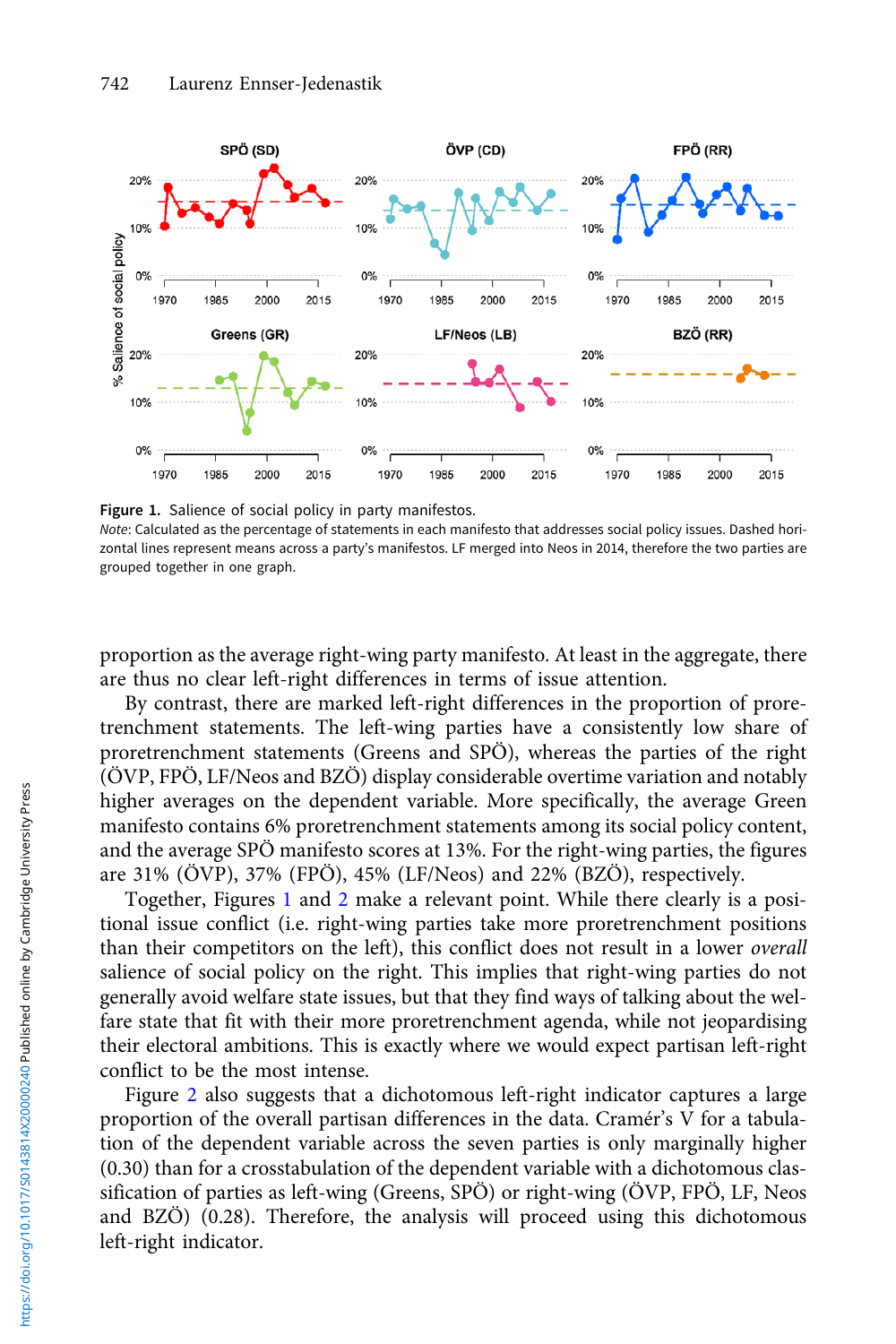Figure 1. Salience of social policy in party manifestos.

*Note*: Calculated as the percentage of statements in each manifesto that addresses social policy issues. Dashed horizontal lines represent means across a party's manifestos. LF merged into Neos in 2014, therefore the two parties are grouped together in one graph.

proportion as the average right-wing party manifesto. At least in the aggregate, there are thus no clear left-right differences in terms of issue attention.

By contrast, there are marked left-right differences in the proportion of proretrenchment statements. The left-wing parties have a consistently low share of proretrenchment statements (Greens and SPÖ), whereas the parties of the right (ÖVP, FPÖ, LF/Neos and BZÖ) display considerable overtime variation and notably higher averages on the dependent variable. More specifically, the average Green manifesto contains 6% proretrenchment statements among its social policy content, and the average SPÖ manifesto scores at 13%. For the right-wing parties, the figures are 31% (ÖVP), 37% (FPÖ), 45% (LF/Neos) and 22% (BZÖ), respectively.

Together, Figures 1 and 2 make a relevant point. While there clearly is a positional issue conflict (i.e. right-wing parties take more proretrenchment positions than their competitors on the left), this conflict does not result in a lower *overall* salience of social policy on the right. This implies that right-wing parties do not generally avoid welfare state issues, but that they find ways of talking about the welfare state that fit with their more proretrenchment agenda, while not jeopardising their electoral ambitions. This is exactly where we would expect partisan left-right conflict to be the most intense.

Figure 2 also suggests that a dichotomous left-right indicator captures a large proportion of the overall partisan differences in the data. Cramér's V for a tabulation of the dependent variable across the seven parties is only marginally higher (0.30) than for a crosstabulation of the dependent variable with a dichotomous classification of parties as left-wing (Greens, SPÖ) or right-wing (ÖVP, FPÖ, LF, Neos and BZÖ) (0.28). Therefore, the analysis will proceed using this dichotomous left-right indicator.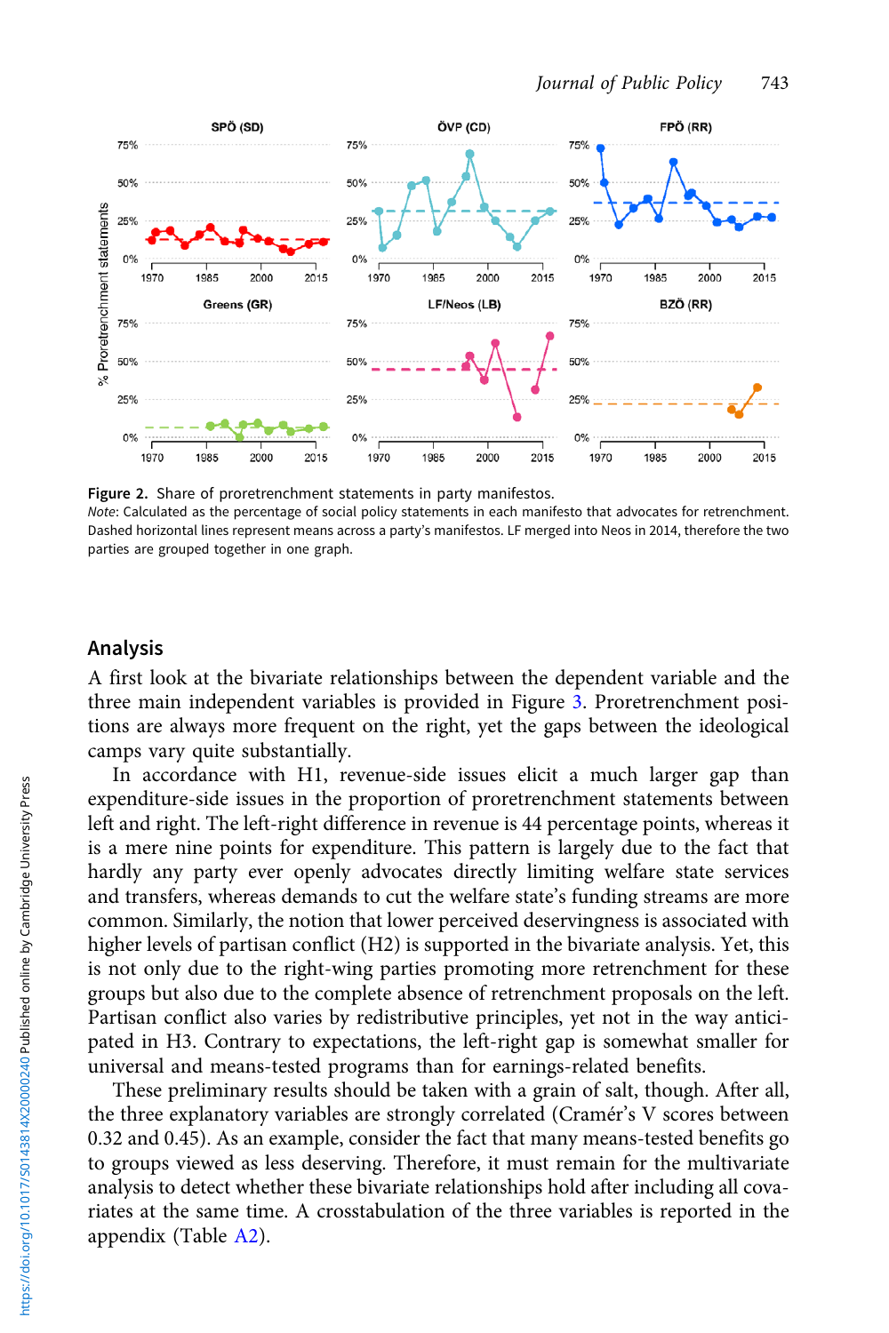**Figure 2.** Share of proretrenchment statements in party manifestos.

*Note*: Calculated as the percentage of social policy statements in each manifesto that advocates for retrenchment. Dashed horizontal lines represent means across a party's manifestos. LF merged into Neos in 2014, therefore the two parties are grouped together in one graph.

## Analysis

A first look at the bivariate relationships between the dependent variable and the three main independent variables is provided in Figure 3. Proretrenchment positions are always more frequent on the right, yet the gaps between the ideological camps vary quite substantially.

In accordance with H1, revenue-side issues elicit a much larger gap than expenditure-side issues in the proportion of proretrenchment statements between left and right. The left-right difference in revenue is 44 percentage points, whereas it is a mere nine points for expenditure. This pattern is largely due to the fact that hardly any party ever openly advocates directly limiting welfare state services and transfers, whereas demands to cut the welfare state's funding streams are more common. Similarly, the notion that lower perceived deservingness is associated with higher levels of partisan conflict (H2) is supported in the bivariate analysis. Yet, this is not only due to the right-wing parties promoting more retrenchment for these groups but also due to the complete absence of retrenchment proposals on the left. Partisan conflict also varies by redistributive principles, yet not in the way anticipated in H3. Contrary to expectations, the left-right gap is somewhat smaller for universal and means-tested programs than for earnings-related benefits.

These preliminary results should be taken with a grain of salt, though. After all, the three explanatory variables are strongly correlated (Cramér's V scores between 0.32 and 0.45). As an example, consider the fact that many means-tested benefits go to groups viewed as less deserving. Therefore, it must remain for the multivariate analysis to detect whether these bivariate relationships hold after including all covariates at the same time. A crosstabulation of the three variables is reported in the appendix (Table A2).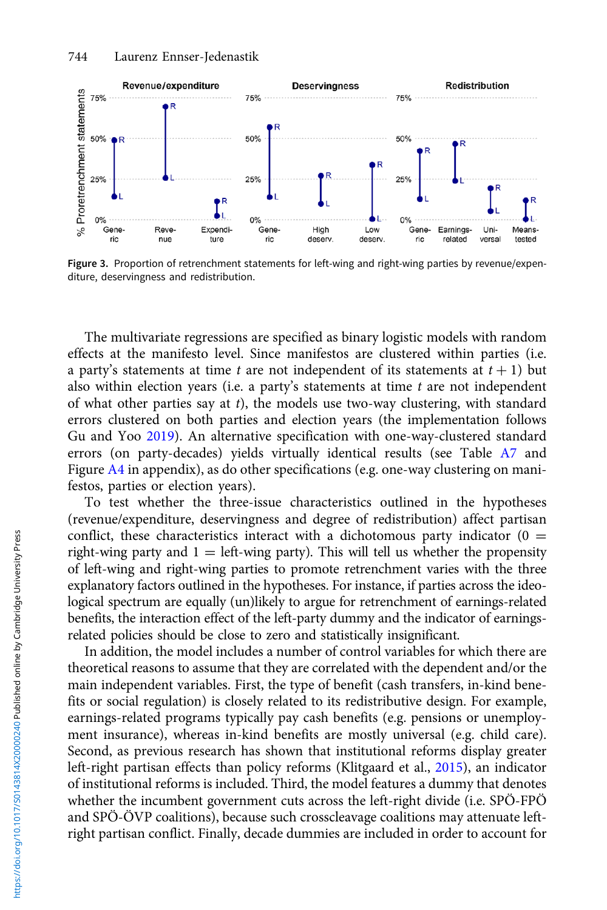Figure 3. Proportion of retrenchment statements for left-wing and right-wing parties by revenue/expenditure, deservingness and redistribution.

The multivariate regressions are specified as binary logistic models with random effects at the manifesto level. Since manifestos are clustered within parties (i.e. a party's statements at time $t$ are not independent of its statements at $t + 1$) but also within election years (i.e. a party's statements at time $t$ are not independent of what other parties say at $t$), the models use two-way clustering, with standard errors clustered on both parties and election years (the implementation follows Gu and Yoo 2019). An alternative specification with one-way-clustered standard errors (on party-decades) yields virtually identical results (see Table A7 and Figure A4 in appendix), as do other specifications (e.g. one-way clustering on manifestos, parties or election years).

To test whether the three-issue characteristics outlined in the hypotheses (revenue/expenditure, deservingness and degree of redistribution) affect partisan conflict, these characteristics interact with a dichotomous party indicator (0 = right-wing party and 1 = left-wing party). This will tell us whether the propensity of left-wing and right-wing parties to promote retrenchment varies with the three explanatory factors outlined in the hypotheses. For instance, if parties across the ideological spectrum are equally (un)likely to argue for retrenchment of earnings-related benefits, the interaction effect of the left-party dummy and the indicator of earnings-related policies should be close to zero and statistically insignificant.

In addition, the model includes a number of control variables for which there are theoretical reasons to assume that they are correlated with the dependent and/or the main independent variables. First, the type of benefit (cash transfers, in-kind benefits or social regulation) is closely related to its redistributive design. For example, earnings-related programs typically pay cash benefits (e.g. pensions or unemployment insurance), whereas in-kind benefits are mostly universal (e.g. child care). Second, as previous research has shown that institutional reforms display greater left-right partisan effects than policy reforms (Klitgaard et al., 2015), an indicator of institutional reforms is included. Third, the model features a dummy that denotes whether the incumbent government cuts across the left-right divide (i.e. SPÖ-FPÖ and SPÖ-ÖVP coalitions), because such crosscleavage coalitions may attenuate left-right partisan conflict. Finally, decade dummies are included in order to account for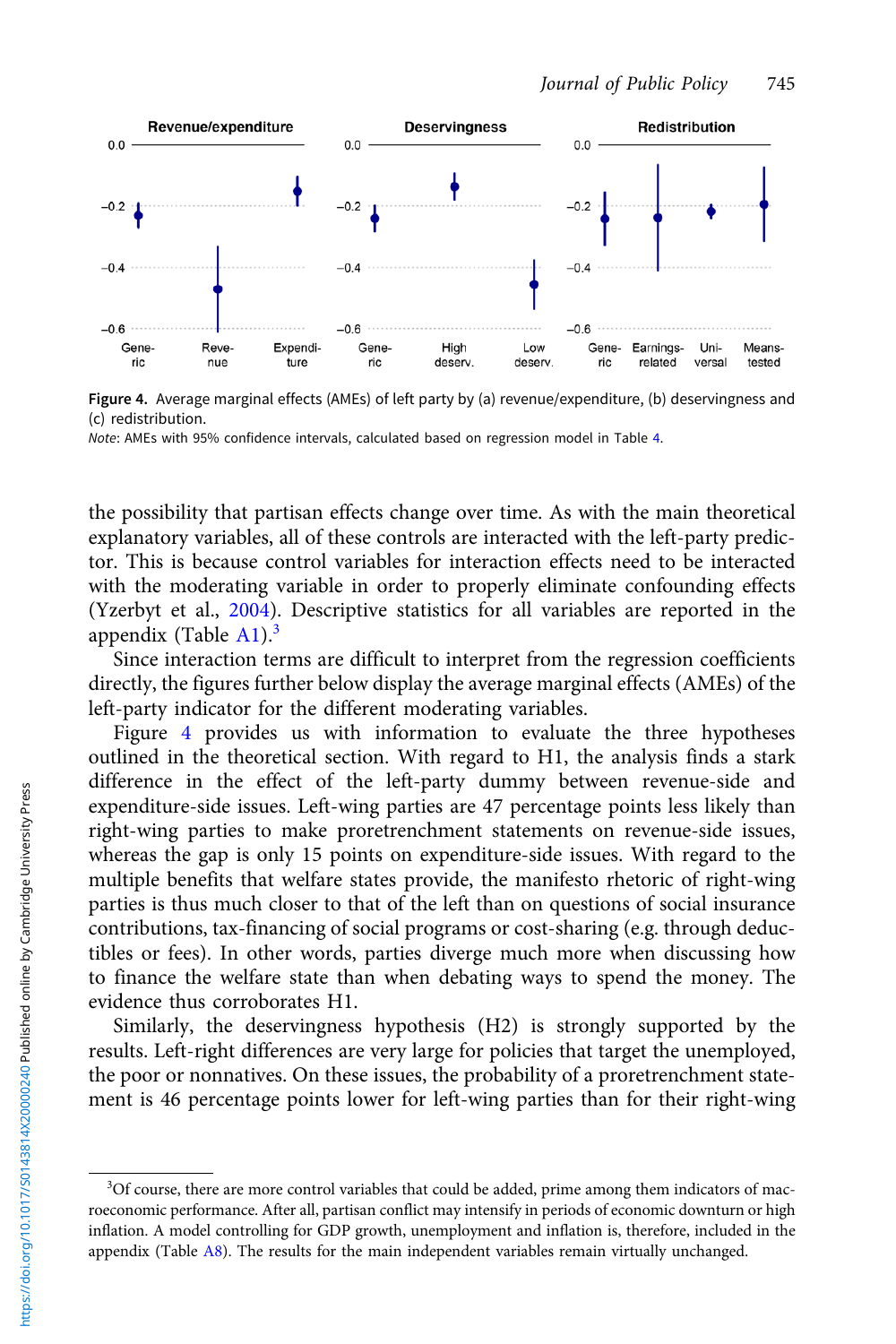Figure 4. Average marginal effects (AMEs) of left party by (a) revenue/expenditure, (b) deservingness and (c) redistribution.

*Note*: AMEs with 95% confidence intervals, calculated based on regression model in Table 4.

the possibility that partisan effects change over time. As with the main theoretical explanatory variables, all of these controls are interacted with the left-party predictor. This is because control variables for interaction effects need to be interacted with the moderating variable in order to properly eliminate confounding effects (Yzerbyt et al., 2004). Descriptive statistics for all variables are reported in the appendix (Table A1).[3]

Since interaction terms are difficult to interpret from the regression coefficients directly, the figures further below display the average marginal effects (AMEs) of the left-party indicator for the different moderating variables.

Figure 4 provides us with information to evaluate the three hypotheses outlined in the theoretical section. With regard to H1, the analysis finds a stark difference in the effect of the left-party dummy between revenue-side and expenditure-side issues. Left-wing parties are 47 percentage points less likely than right-wing parties to make proretrenchment statements on revenue-side issues, whereas the gap is only 15 points on expenditure-side issues. With regard to the multiple benefits that welfare states provide, the manifesto rhetoric of right-wing parties is thus much closer to that of the left than on questions of social insurance contributions, tax-financing of social programs or cost-sharing (e.g. through deductibles or fees). In other words, parties diverge much more when discussing how to finance the welfare state than when debating ways to spend the money. The evidence thus corroborates H1.

Similarly, the deservingness hypothesis (H2) is strongly supported by the results. Left-right differences are very large for policies that target the unemployed, the poor or nonnatives. On these issues, the probability of a proretrenchment statement is 46 percentage points lower for left-wing parties than for their right-wing

[3] Of course, there are more control variables that could be added, prime among them indicators of macroeconomic performance. After all, partisan conflict may intensify in periods of economic downturn or high inflation. A model controlling for GDP growth, unemployment and inflation is, therefore, included in the appendix (Table A8). The results for the main independent variables remain virtually unchanged.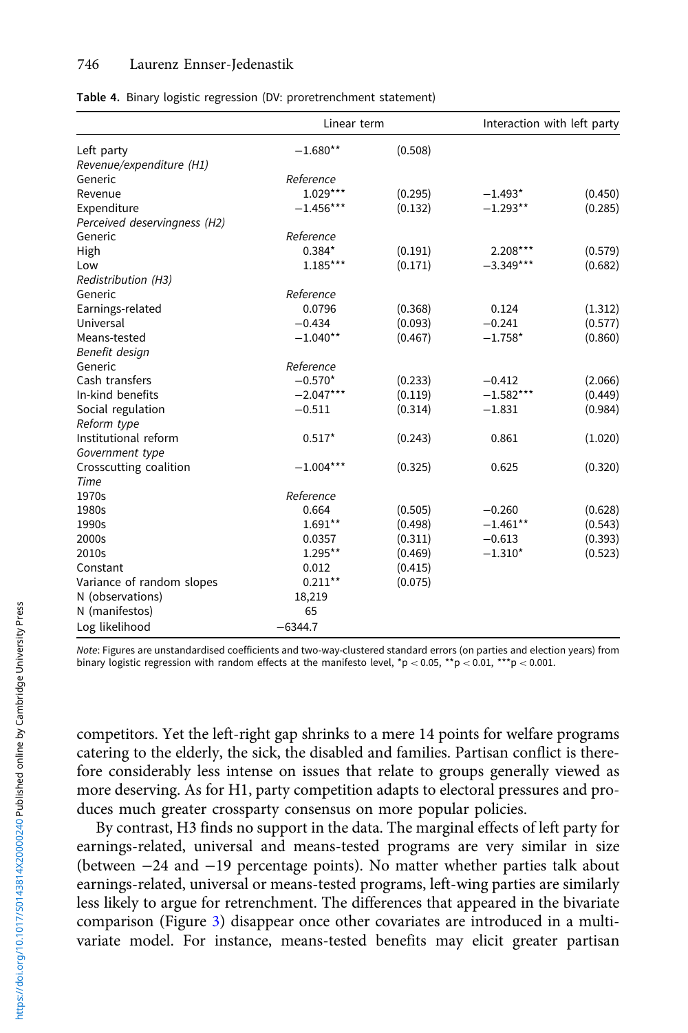Table 4. Binary logistic regression (DV: proretrenchment statement)

| | Linear term | | Interaction with left party | |
|---|---|---|---|---|
| Left party | −1.680** | (0.508) | | |
| *Revenue/expenditure (H1)* | | | | |
| Generic | *Reference* | | | |
| Revenue | 1.029*** | (0.295) | −1.493* | (0.450) |
| Expenditure | −1.456*** | (0.132) | −1.293** | (0.285) |
| *Perceived deservingness (H2)* | | | | |
| Generic | *Reference* | | | |
| High | 0.384* | (0.191) | 2.208*** | (0.579) |
| Low | 1.185*** | (0.171) | −3.349*** | (0.682) |
| *Redistribution (H3)* | | | | |
| Generic | *Reference* | | | |
| Earnings-related | 0.0796 | (0.368) | 0.124 | (1.312) |
| Universal | −0.434 | (0.093) | −0.241 | (0.577) |
| Means-tested | −1.040** | (0.467) | −1.758* | (0.860) |
| *Benefit design* | | | | |
| Generic | *Reference* | | | |
| Cash transfers | −0.570* | (0.233) | −0.412 | (2.066) |
| In-kind benefits | −2.047*** | (0.119) | −1.582*** | (0.449) |
| Social regulation | −0.511 | (0.314) | −1.831 | (0.984) |
| *Reform type* | | | | |
| Institutional reform | 0.517* | (0.243) | 0.861 | (1.020) |
| *Government type* | | | | |
| Crosscutting coalition | −1.004*** | (0.325) | 0.625 | (0.320) |
| *Time* | | | | |
| 1970s | *Reference* | | | |
| 1980s | 0.664 | (0.505) | −0.260 | (0.628) |
| 1990s | 1.691** | (0.498) | −1.461** | (0.543) |
| 2000s | 0.0357 | (0.311) | −0.613 | (0.393) |
| 2010s | 1.295** | (0.469) | −1.310* | (0.523) |
| Constant | 0.012 | (0.415) | | |
| Variance of random slopes | 0.211** | (0.075) | | |
| N (observations) | 18,219 | | | |
| N (manifestos) | 65 | | | |
| Log likelihood | −6344.7 | | | |

*Note*: Figures are unstandardised coefficients and two-way-clustered standard errors (on parties and election years) from binary logistic regression with random effects at the manifesto level, $^{*}p < 0.05$, $^{**}p < 0.01$, $^{***}p < 0.001$.

competitors. Yet the left-right gap shrinks to a mere 14 points for welfare programs catering to the elderly, the sick, the disabled and families. Partisan conflict is therefore considerably less intense on issues that relate to groups generally viewed as more deserving. As for H1, party competition adapts to electoral pressures and produces much greater crossparty consensus on more popular policies.

By contrast, H3 finds no support in the data. The marginal effects of left party for earnings-related, universal and means-tested programs are very similar in size (between −24 and −19 percentage points). No matter whether parties talk about earnings-related, universal or means-tested programs, left-wing parties are similarly less likely to argue for retrenchment. The differences that appeared in the bivariate comparison (Figure 3) disappear once other covariates are introduced in a multivariate model. For instance, means-tested benefits may elicit greater partisan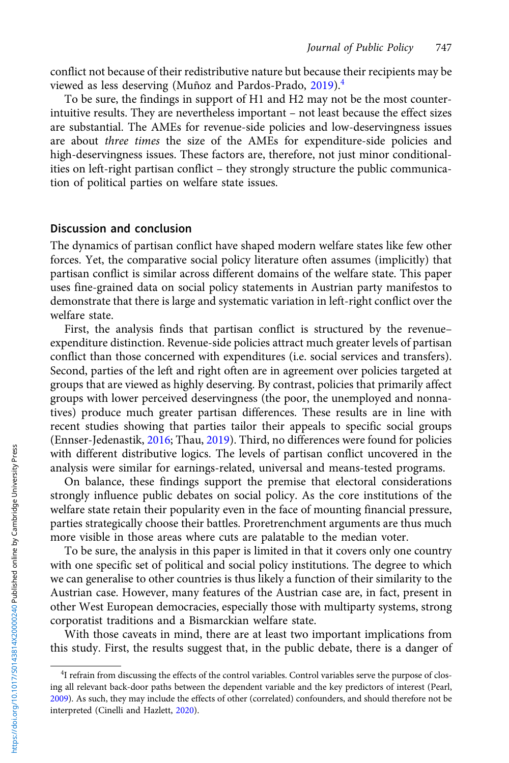conflict not because of their redistributive nature but because their recipients may be viewed as less deserving (Muñoz and Pardos-Prado, 2019).[4]

To be sure, the findings in support of H1 and H2 may not be the most counter-intuitive results. They are nevertheless important – not least because the effect sizes are substantial. The AMEs for revenue-side policies and low-deservingness issues are about *three times* the size of the AMEs for expenditure-side policies and high-deservingness issues. These factors are, therefore, not just minor conditionalities on left-right partisan conflict – they strongly structure the public communication of political parties on welfare state issues.

## Discussion and conclusion

The dynamics of partisan conflict have shaped modern welfare states like few other forces. Yet, the comparative social policy literature often assumes (implicitly) that partisan conflict is similar across different domains of the welfare state. This paper uses fine-grained data on social policy statements in Austrian party manifestos to demonstrate that there is large and systematic variation in left-right conflict over the welfare state.

First, the analysis finds that partisan conflict is structured by the revenue–expenditure distinction. Revenue-side policies attract much greater levels of partisan conflict than those concerned with expenditures (i.e. social services and transfers). Second, parties of the left and right often are in agreement over policies targeted at groups that are viewed as highly deserving. By contrast, policies that primarily affect groups with lower perceived deservingness (the poor, the unemployed and nonnatives) produce much greater partisan differences. These results are in line with recent studies showing that parties tailor their appeals to specific social groups (Ennser-Jedenastik, 2016; Thau, 2019). Third, no differences were found for policies with different distributive logics. The levels of partisan conflict uncovered in the analysis were similar for earnings-related, universal and means-tested programs.

On balance, these findings support the premise that electoral considerations strongly influence public debates on social policy. As the core institutions of the welfare state retain their popularity even in the face of mounting financial pressure, parties strategically choose their battles. Proretrenchment arguments are thus much more visible in those areas where cuts are palatable to the median voter.

To be sure, the analysis in this paper is limited in that it covers only one country with one specific set of political and social policy institutions. The degree to which we can generalise to other countries is thus likely a function of their similarity to the Austrian case. However, many features of the Austrian case are, in fact, present in other West European democracies, especially those with multiparty systems, strong corporatist traditions and a Bismarckian welfare state.

With those caveats in mind, there are at least two important implications from this study. First, the results suggest that, in the public debate, there is a danger of

[4]I refrain from discussing the effects of the control variables. Control variables serve the purpose of closing all relevant back-door paths between the dependent variable and the key predictors of interest (Pearl, 2009). As such, they may include the effects of other (correlated) confounders, and should therefore not be interpreted (Cinelli and Hazlett, 2020).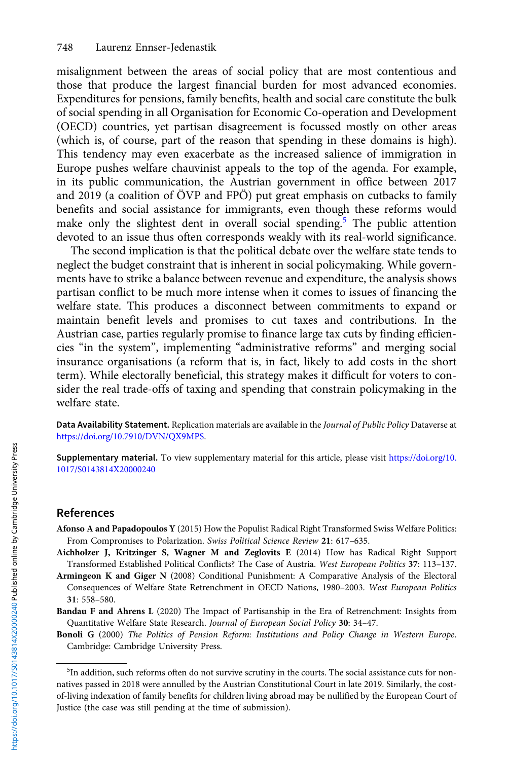misalignment between the areas of social policy that are most contentious and those that produce the largest financial burden for most advanced economies. Expenditures for pensions, family benefits, health and social care constitute the bulk of social spending in all Organisation for Economic Co-operation and Development (OECD) countries, yet partisan disagreement is focussed mostly on other areas (which is, of course, part of the reason that spending in these domains is high). This tendency may even exacerbate as the increased salience of immigration in Europe pushes welfare chauvinist appeals to the top of the agenda. For example, in its public communication, the Austrian government in office between 2017 and 2019 (a coalition of ÖVP and FPÖ) put great emphasis on cutbacks to family benefits and social assistance for immigrants, even though these reforms would make only the slightest dent in overall social spending.[5] The public attention devoted to an issue thus often corresponds weakly with its real-world significance.

The second implication is that the political debate over the welfare state tends to neglect the budget constraint that is inherent in social policymaking. While governments have to strike a balance between revenue and expenditure, the analysis shows partisan conflict to be much more intense when it comes to issues of financing the welfare state. This produces a disconnect between commitments to expand or maintain benefit levels and promises to cut taxes and contributions. In the Austrian case, parties regularly promise to finance large tax cuts by finding efficiencies "in the system", implementing "administrative reforms" and merging social insurance organisations (a reform that is, in fact, likely to add costs in the short term). While electorally beneficial, this strategy makes it difficult for voters to consider the real trade-offs of taxing and spending that constrain policymaking in the welfare state.

**Data Availability Statement.** Replication materials are available in the *Journal of Public Policy* Dataverse at https://doi.org/10.7910/DVN/QX9MPS.

**Supplementary material.** To view supplementary material for this article, please visit https://doi.org/10.1017/S0143814X20000240

## References

**Afonso A and Papadopoulos Y** (2015) How the Populist Radical Right Transformed Swiss Welfare Politics: From Compromises to Polarization. *Swiss Political Science Review* **21**: 617–635.

**Aichholzer J, Kritzinger S, Wagner M and Zeglovits E** (2014) How has Radical Right Support Transformed Established Political Conflicts? The Case of Austria. *West European Politics* **37**: 113–137.

**Armingeon K and Giger N** (2008) Conditional Punishment: A Comparative Analysis of the Electoral Consequences of Welfare State Retrenchment in OECD Nations, 1980–2003. *West European Politics* **31**: 558–580.

**Bandau F and Ahrens L** (2020) The Impact of Partisanship in the Era of Retrenchment: Insights from Quantitative Welfare State Research. *Journal of European Social Policy* **30**: 34–47.

**Bonoli G** (2000) *The Politics of Pension Reform: Institutions and Policy Change in Western Europe*. Cambridge: Cambridge University Press.

[5] In addition, such reforms often do not survive scrutiny in the courts. The social assistance cuts for non-natives passed in 2018 were annulled by the Austrian Constitutional Court in late 2019. Similarly, the cost-of-living indexation of family benefits for children living abroad may be nullified by the European Court of Justice (the case was still pending at the time of submission).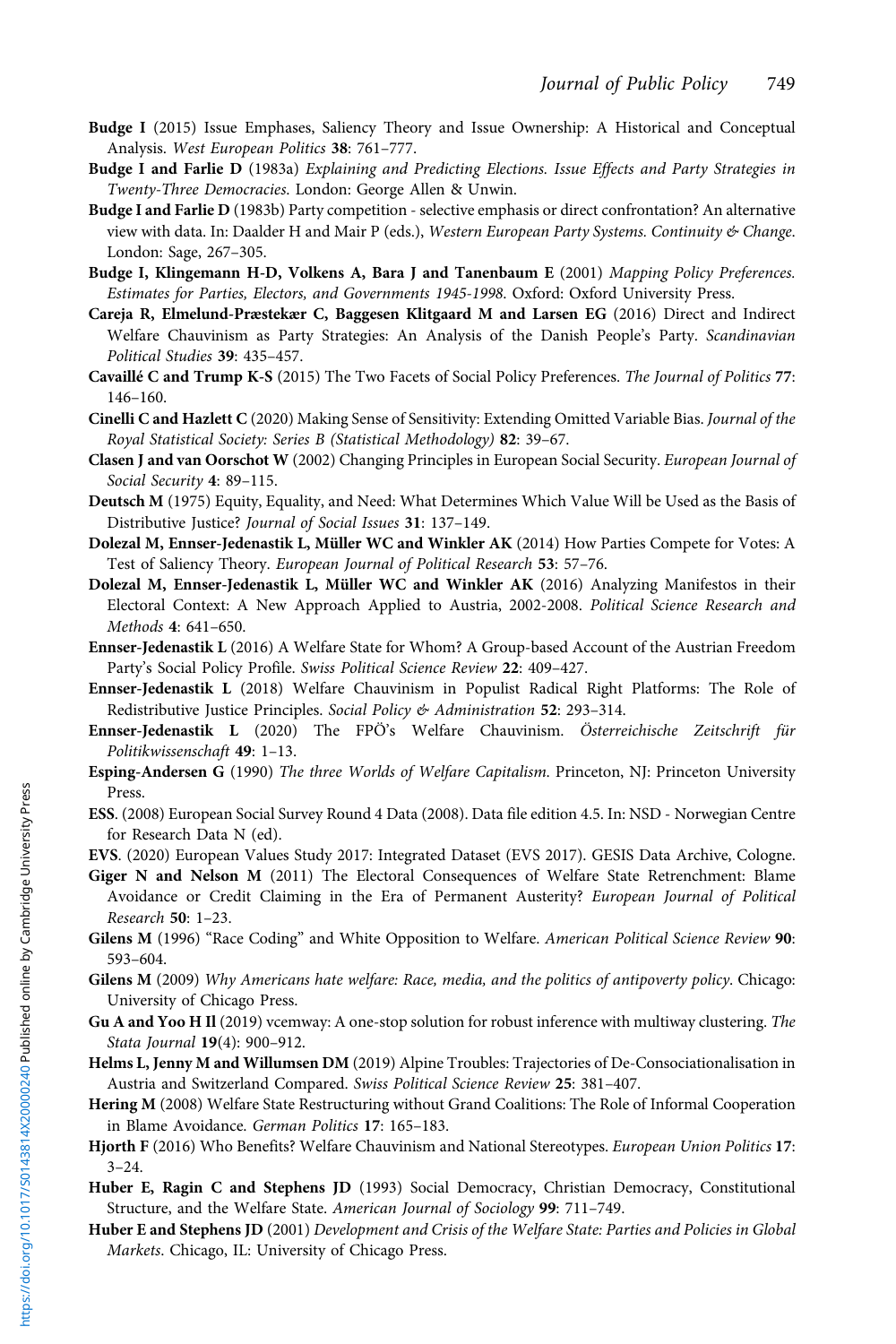**Budge I** (2015) Issue Emphases, Saliency Theory and Issue Ownership: A Historical and Conceptual Analysis. *West European Politics* **38**: 761–777.

**Budge I and Farlie D** (1983a) *Explaining and Predicting Elections. Issue Effects and Party Strategies in Twenty-Three Democracies*. London: George Allen & Unwin.

**Budge I and Farlie D** (1983b) Party competition - selective emphasis or direct confrontation? An alternative view with data. In: Daalder H and Mair P (eds.), *Western European Party Systems. Continuity & Change*. London: Sage, 267–305.

**Budge I, Klingemann H-D, Volkens A, Bara J and Tanenbaum E** (2001) *Mapping Policy Preferences. Estimates for Parties, Electors, and Governments 1945-1998*. Oxford: Oxford University Press.

**Careja R, Elmelund-Præstekær C, Baggesen Klitgaard M and Larsen EG** (2016) Direct and Indirect Welfare Chauvinism as Party Strategies: An Analysis of the Danish People's Party. *Scandinavian Political Studies* **39**: 435–457.

**Cavaillé C and Trump K-S** (2015) The Two Facets of Social Policy Preferences. *The Journal of Politics* **77**: 146–160.

**Cinelli C and Hazlett C** (2020) Making Sense of Sensitivity: Extending Omitted Variable Bias. *Journal of the Royal Statistical Society: Series B (Statistical Methodology)* **82**: 39–67.

**Clasen J and van Oorschot W** (2002) Changing Principles in European Social Security. *European Journal of Social Security* **4**: 89–115.

**Deutsch M** (1975) Equity, Equality, and Need: What Determines Which Value Will be Used as the Basis of Distributive Justice? *Journal of Social Issues* **31**: 137–149.

**Dolezal M, Ennser-Jedenastik L, Müller WC and Winkler AK** (2014) How Parties Compete for Votes: A Test of Saliency Theory. *European Journal of Political Research* **53**: 57–76.

**Dolezal M, Ennser-Jedenastik L, Müller WC and Winkler AK** (2016) Analyzing Manifestos in their Electoral Context: A New Approach Applied to Austria, 2002-2008. *Political Science Research and Methods* **4**: 641–650.

**Ennser-Jedenastik L** (2016) A Welfare State for Whom? A Group-based Account of the Austrian Freedom Party's Social Policy Profile. *Swiss Political Science Review* **22**: 409–427.

**Ennser-Jedenastik L** (2018) Welfare Chauvinism in Populist Radical Right Platforms: The Role of Redistributive Justice Principles. *Social Policy & Administration* **52**: 293–314.

**Ennser-Jedenastik L** (2020) The FPÖ's Welfare Chauvinism. *Österreichische Zeitschrift für Politikwissenschaft* **49**: 1–13.

**Esping-Andersen G** (1990) *The three Worlds of Welfare Capitalism*. Princeton, NJ: Princeton University Press.

**ESS**. (2008) European Social Survey Round 4 Data (2008). Data file edition 4.5. In: NSD - Norwegian Centre for Research Data N (ed).

**EVS**. (2020) European Values Study 2017: Integrated Dataset (EVS 2017). GESIS Data Archive, Cologne.

**Giger N and Nelson M** (2011) The Electoral Consequences of Welfare State Retrenchment: Blame Avoidance or Credit Claiming in the Era of Permanent Austerity? *European Journal of Political Research* **50**: 1–23.

**Gilens M** (1996) "Race Coding" and White Opposition to Welfare. *American Political Science Review* **90**: 593–604.

**Gilens M** (2009) *Why Americans hate welfare: Race, media, and the politics of antipoverty policy*. Chicago: University of Chicago Press.

**Gu A and Yoo H Il** (2019) vcemway: A one-stop solution for robust inference with multiway clustering. *The Stata Journal* **19**(4): 900–912.

**Helms L, Jenny M and Willumsen DM** (2019) Alpine Troubles: Trajectories of De-Consociationalisation in Austria and Switzerland Compared. *Swiss Political Science Review* **25**: 381–407.

**Hering M** (2008) Welfare State Restructuring without Grand Coalitions: The Role of Informal Cooperation in Blame Avoidance. *German Politics* **17**: 165–183.

**Hjorth F** (2016) Who Benefits? Welfare Chauvinism and National Stereotypes. *European Union Politics* **17**: 3–24.

**Huber E, Ragin C and Stephens JD** (1993) Social Democracy, Christian Democracy, Constitutional Structure, and the Welfare State. *American Journal of Sociology* **99**: 711–749.

**Huber E and Stephens JD** (2001) *Development and Crisis of the Welfare State: Parties and Policies in Global Markets*. Chicago, IL: University of Chicago Press.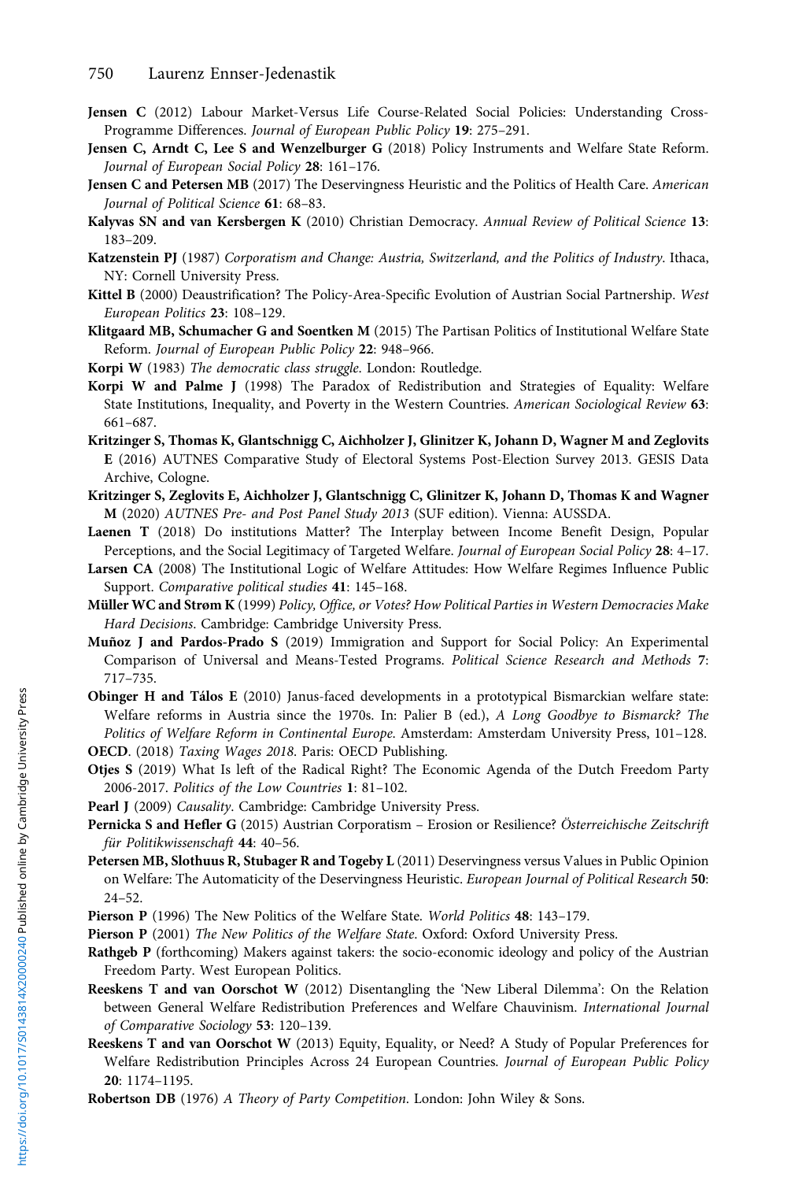**Jensen C** (2012) Labour Market-Versus Life Course-Related Social Policies: Understanding Cross-Programme Differences. *Journal of European Public Policy* **19**: 275–291.

**Jensen C, Arndt C, Lee S and Wenzelburger G** (2018) Policy Instruments and Welfare State Reform. *Journal of European Social Policy* **28**: 161–176.

**Jensen C and Petersen MB** (2017) The Deservingness Heuristic and the Politics of Health Care. *American Journal of Political Science* **61**: 68–83.

**Kalyvas SN and van Kersbergen K** (2010) Christian Democracy. *Annual Review of Political Science* **13**: 183–209.

**Katzenstein PJ** (1987) *Corporatism and Change: Austria, Switzerland, and the Politics of Industry*. Ithaca, NY: Cornell University Press.

**Kittel B** (2000) Deaustrification? The Policy-Area-Specific Evolution of Austrian Social Partnership. *West European Politics* **23**: 108–129.

**Klitgaard MB, Schumacher G and Soentken M** (2015) The Partisan Politics of Institutional Welfare State Reform. *Journal of European Public Policy* **22**: 948–966.

**Korpi W** (1983) *The democratic class struggle*. London: Routledge.

**Korpi W and Palme J** (1998) The Paradox of Redistribution and Strategies of Equality: Welfare State Institutions, Inequality, and Poverty in the Western Countries. *American Sociological Review* **63**: 661–687.

**Kritzinger S, Thomas K, Glantschnigg C, Aichholzer J, Glinitzer K, Johann D, Wagner M and Zeglovits E** (2016) AUTNES Comparative Study of Electoral Systems Post-Election Survey 2013. GESIS Data Archive, Cologne.

**Kritzinger S, Zeglovits E, Aichholzer J, Glantschnigg C, Glinitzer K, Johann D, Thomas K and Wagner M** (2020) *AUTNES Pre- and Post Panel Study 2013* (SUF edition). Vienna: AUSSDA.

**Laenen T** (2018) Do institutions Matter? The Interplay between Income Benefit Design, Popular Perceptions, and the Social Legitimacy of Targeted Welfare. *Journal of European Social Policy* **28**: 4–17.

**Larsen CA** (2008) The Institutional Logic of Welfare Attitudes: How Welfare Regimes Influence Public Support. *Comparative political studies* **41**: 145–168.

**Müller WC and Strøm K** (1999) *Policy, Office, or Votes? How Political Parties in Western Democracies Make Hard Decisions*. Cambridge: Cambridge University Press.

**Muñoz J and Pardos-Prado S** (2019) Immigration and Support for Social Policy: An Experimental Comparison of Universal and Means-Tested Programs. *Political Science Research and Methods* **7**: 717–735.

**Obinger H and Tálos E** (2010) Janus-faced developments in a prototypical Bismarckian welfare state: Welfare reforms in Austria since the 1970s. In: Palier B (ed.), *A Long Goodbye to Bismarck? The Politics of Welfare Reform in Continental Europe*. Amsterdam: Amsterdam University Press, 101–128.

**OECD**. (2018) *Taxing Wages 2018*. Paris: OECD Publishing.

**Otjes S** (2019) What Is left of the Radical Right? The Economic Agenda of the Dutch Freedom Party 2006-2017. *Politics of the Low Countries* **1**: 81–102.

**Pearl J** (2009) *Causality*. Cambridge: Cambridge University Press.

**Pernicka S and Hefler G** (2015) Austrian Corporatism – Erosion or Resilience? *Österreichische Zeitschrift für Politikwissenschaft* **44**: 40–56.

**Petersen MB, Slothuus R, Stubager R and Togeby L** (2011) Deservingness versus Values in Public Opinion on Welfare: The Automaticity of the Deservingness Heuristic. *European Journal of Political Research* **50**: 24–52.

**Pierson P** (1996) The New Politics of the Welfare State. *World Politics* **48**: 143–179.

**Pierson P** (2001) *The New Politics of the Welfare State*. Oxford: Oxford University Press.

**Rathgeb P** (forthcoming) Makers against takers: the socio-economic ideology and policy of the Austrian Freedom Party. West European Politics.

**Reeskens T and van Oorschot W** (2012) Disentangling the 'New Liberal Dilemma': On the Relation between General Welfare Redistribution Preferences and Welfare Chauvinism. *International Journal of Comparative Sociology* **53**: 120–139.

**Reeskens T and van Oorschot W** (2013) Equity, Equality, or Need? A Study of Popular Preferences for Welfare Redistribution Principles Across 24 European Countries. *Journal of European Public Policy* **20**: 1174–1195.

**Robertson DB** (1976) *A Theory of Party Competition*. London: John Wiley & Sons.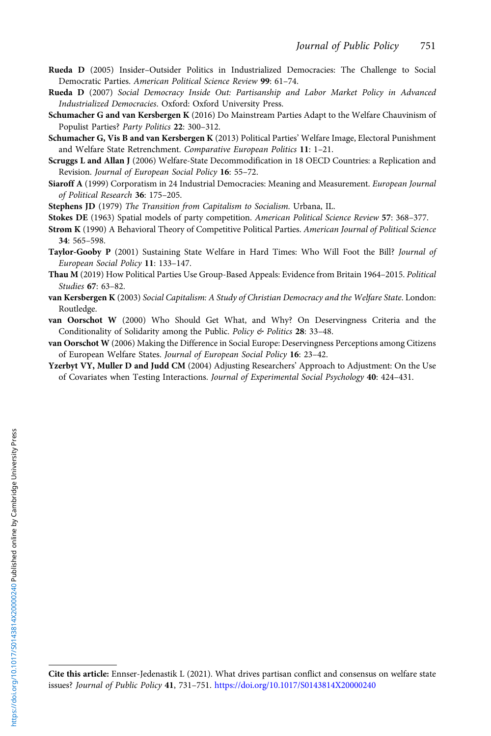**Rueda D** (2005) Insider–Outsider Politics in Industrialized Democracies: The Challenge to Social Democratic Parties. *American Political Science Review* **99**: 61–74.

**Rueda D** (2007) *Social Democracy Inside Out: Partisanship and Labor Market Policy in Advanced Industrialized Democracies*. Oxford: Oxford University Press.

**Schumacher G and van Kersbergen K** (2016) Do Mainstream Parties Adapt to the Welfare Chauvinism of Populist Parties? *Party Politics* **22**: 300–312.

**Schumacher G, Vis B and van Kersbergen K** (2013) Political Parties' Welfare Image, Electoral Punishment and Welfare State Retrenchment. *Comparative European Politics* **11**: 1–21.

**Scruggs L and Allan J** (2006) Welfare-State Decommodification in 18 OECD Countries: a Replication and Revision. *Journal of European Social Policy* **16**: 55–72.

**Siaroff A** (1999) Corporatism in 24 Industrial Democracies: Meaning and Measurement. *European Journal of Political Research* **36**: 175–205.

**Stephens JD** (1979) *The Transition from Capitalism to Socialism*. Urbana, IL.

**Stokes DE** (1963) Spatial models of party competition. *American Political Science Review* **57**: 368–377.

**Strøm K** (1990) A Behavioral Theory of Competitive Political Parties. *American Journal of Political Science* **34**: 565–598.

**Taylor-Gooby P** (2001) Sustaining State Welfare in Hard Times: Who Will Foot the Bill? *Journal of European Social Policy* **11**: 133–147.

**Thau M** (2019) How Political Parties Use Group-Based Appeals: Evidence from Britain 1964–2015. *Political Studies* **67**: 63–82.

**van Kersbergen K** (2003) *Social Capitalism: A Study of Christian Democracy and the Welfare State*. London: Routledge.

**van Oorschot W** (2000) Who Should Get What, and Why? On Deservingness Criteria and the Conditionality of Solidarity among the Public. *Policy & Politics* **28**: 33–48.

**van Oorschot W** (2006) Making the Difference in Social Europe: Deservingness Perceptions among Citizens of European Welfare States. *Journal of European Social Policy* **16**: 23–42.

**Yzerbyt VY, Muller D and Judd CM** (2004) Adjusting Researchers' Approach to Adjustment: On the Use of Covariates when Testing Interactions. *Journal of Experimental Social Psychology* **40**: 424–431.

---

**Cite this article:** Ennser-Jedenastik L (2021). What drives partisan conflict and consensus on welfare state issues? *Journal of Public Policy* **41**, 731–751. https://doi.org/10.1017/S0143814X20000240